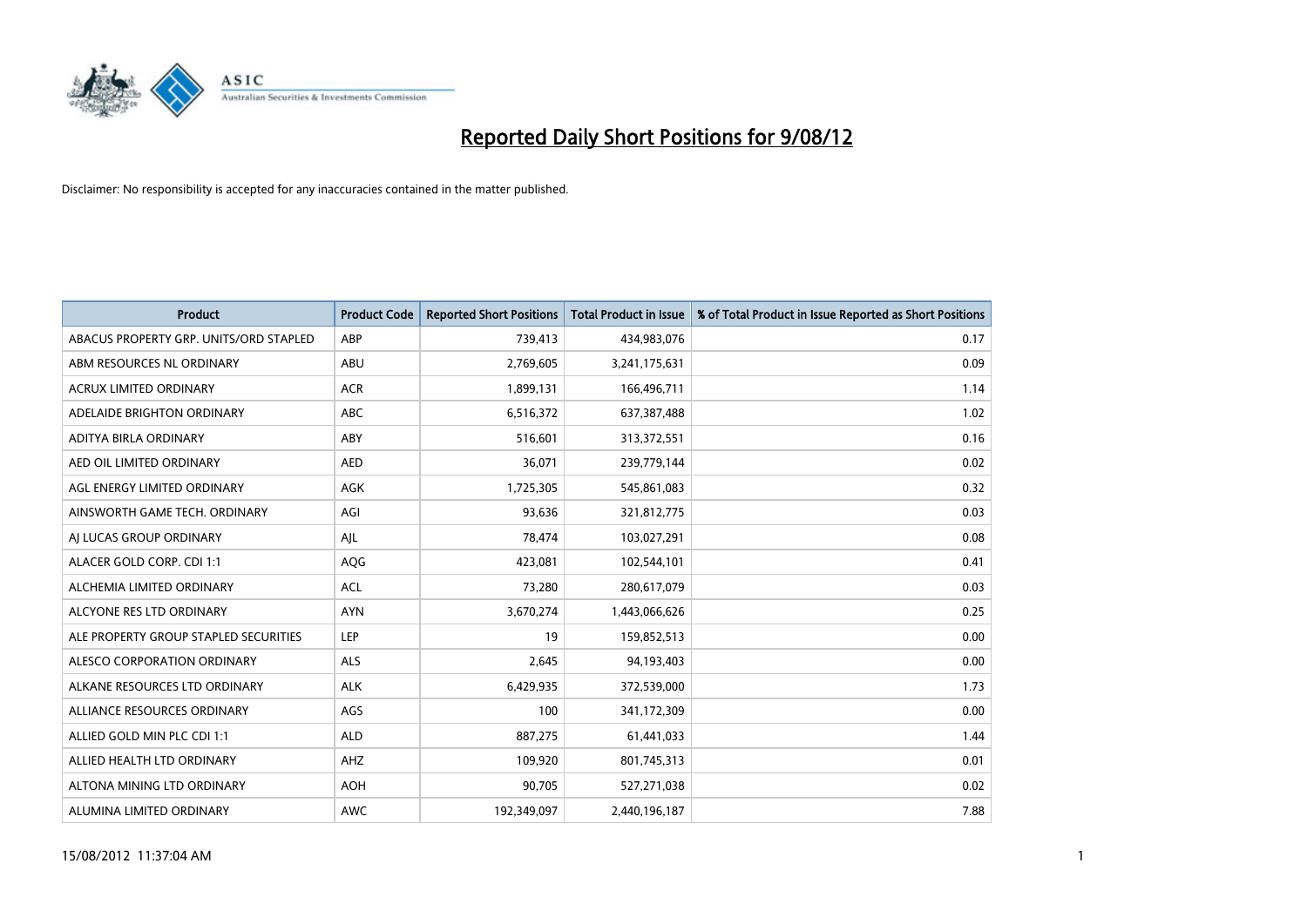# Reported Daily Short Positions for 9/08/12

Disclaimer: No responsibility is accepted for any inaccuracies contained in the matter published.

| Product | Product Code | Reported Short Positions | Total Product in Issue | % of Total Product in Issue Reported as Short Positions |
|---|---|---|---|---|
| ABACUS PROPERTY GRP. UNITS/ORD STAPLED | ABP | 739,413 | 434,983,076 | 0.17 |
| ABM RESOURCES NL ORDINARY | ABU | 2,769,605 | 3,241,175,631 | 0.09 |
| ACRUX LIMITED ORDINARY | ACR | 1,899,131 | 166,496,711 | 1.14 |
| ADELAIDE BRIGHTON ORDINARY | ABC | 6,516,372 | 637,387,488 | 1.02 |
| ADITYA BIRLA ORDINARY | ABY | 516,601 | 313,372,551 | 0.16 |
| AED OIL LIMITED ORDINARY | AED | 36,071 | 239,779,144 | 0.02 |
| AGL ENERGY LIMITED ORDINARY | AGK | 1,725,305 | 545,861,083 | 0.32 |
| AINSWORTH GAME TECH. ORDINARY | AGI | 93,636 | 321,812,775 | 0.03 |
| AJ LUCAS GROUP ORDINARY | AJL | 78,474 | 103,027,291 | 0.08 |
| ALACER GOLD CORP. CDI 1:1 | AQG | 423,081 | 102,544,101 | 0.41 |
| ALCHEMIA LIMITED ORDINARY | ACL | 73,280 | 280,617,079 | 0.03 |
| ALCYONE RES LTD ORDINARY | AYN | 3,670,274 | 1,443,066,626 | 0.25 |
| ALE PROPERTY GROUP STAPLED SECURITIES | LEP | 19 | 159,852,513 | 0.00 |
| ALESCO CORPORATION ORDINARY | ALS | 2,645 | 94,193,403 | 0.00 |
| ALKANE RESOURCES LTD ORDINARY | ALK | 6,429,935 | 372,539,000 | 1.73 |
| ALLIANCE RESOURCES ORDINARY | AGS | 100 | 341,172,309 | 0.00 |
| ALLIED GOLD MIN PLC CDI 1:1 | ALD | 887,275 | 61,441,033 | 1.44 |
| ALLIED HEALTH LTD ORDINARY | AHZ | 109,920 | 801,745,313 | 0.01 |
| ALTONA MINING LTD ORDINARY | AOH | 90,705 | 527,271,038 | 0.02 |
| ALUMINA LIMITED ORDINARY | AWC | 192,349,097 | 2,440,196,187 | 7.88 |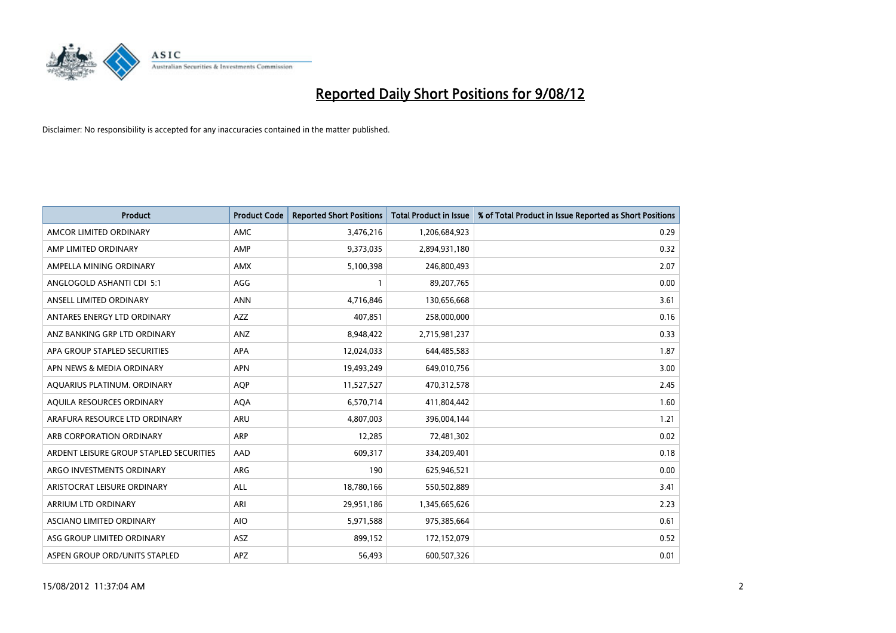# Reported Daily Short Positions for 9/08/12

Disclaimer: No responsibility is accepted for any inaccuracies contained in the matter published.

| Product | Product Code | Reported Short Positions | Total Product in Issue | % of Total Product in Issue Reported as Short Positions |
|---|---|---|---|---|
| AMCOR LIMITED ORDINARY | AMC | 3,476,216 | 1,206,684,923 | 0.29 |
| AMP LIMITED ORDINARY | AMP | 9,373,035 | 2,894,931,180 | 0.32 |
| AMPELLA MINING ORDINARY | AMX | 5,100,398 | 246,800,493 | 2.07 |
| ANGLOGOLD ASHANTI CDI 5:1 | AGG | 1 | 89,207,765 | 0.00 |
| ANSELL LIMITED ORDINARY | ANN | 4,716,846 | 130,656,668 | 3.61 |
| ANTARES ENERGY LTD ORDINARY | AZZ | 407,851 | 258,000,000 | 0.16 |
| ANZ BANKING GRP LTD ORDINARY | ANZ | 8,948,422 | 2,715,981,237 | 0.33 |
| APA GROUP STAPLED SECURITIES | APA | 12,024,033 | 644,485,583 | 1.87 |
| APN NEWS & MEDIA ORDINARY | APN | 19,493,249 | 649,010,756 | 3.00 |
| AQUARIUS PLATINUM. ORDINARY | AQP | 11,527,527 | 470,312,578 | 2.45 |
| AQUILA RESOURCES ORDINARY | AQA | 6,570,714 | 411,804,442 | 1.60 |
| ARAFURA RESOURCE LTD ORDINARY | ARU | 4,807,003 | 396,004,144 | 1.21 |
| ARB CORPORATION ORDINARY | ARP | 12,285 | 72,481,302 | 0.02 |
| ARDENT LEISURE GROUP STAPLED SECURITIES | AAD | 609,317 | 334,209,401 | 0.18 |
| ARGO INVESTMENTS ORDINARY | ARG | 190 | 625,946,521 | 0.00 |
| ARISTOCRAT LEISURE ORDINARY | ALL | 18,780,166 | 550,502,889 | 3.41 |
| ARRIUM LTD ORDINARY | ARI | 29,951,186 | 1,345,665,626 | 2.23 |
| ASCIANO LIMITED ORDINARY | AIO | 5,971,588 | 975,385,664 | 0.61 |
| ASG GROUP LIMITED ORDINARY | ASZ | 899,152 | 172,152,079 | 0.52 |
| ASPEN GROUP ORD/UNITS STAPLED | APZ | 56,493 | 600,507,326 | 0.01 |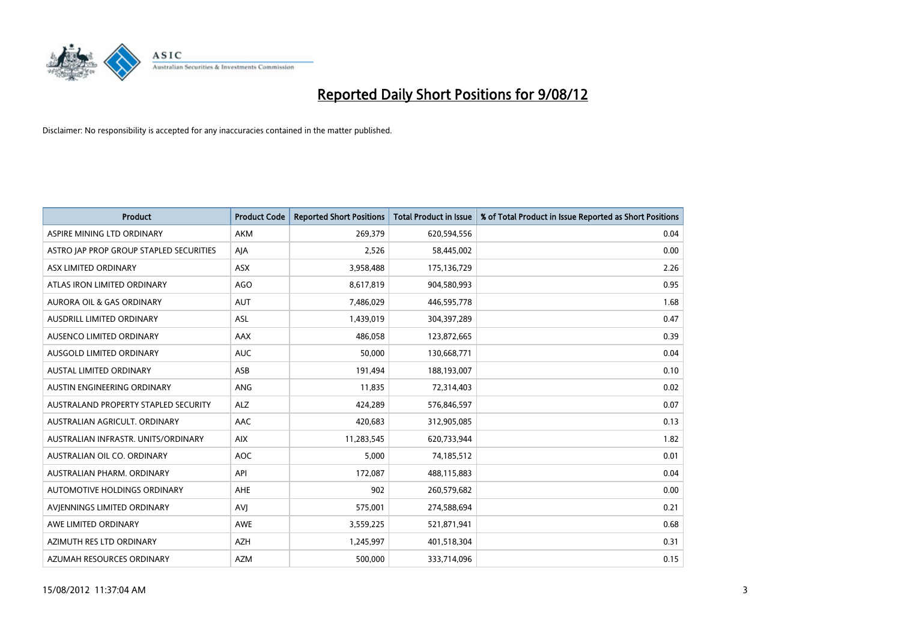# Reported Daily Short Positions for 9/08/12

Disclaimer: No responsibility is accepted for any inaccuracies contained in the matter published.

| Product | Product Code | Reported Short Positions | Total Product in Issue | % of Total Product in Issue Reported as Short Positions |
|---|---|---|---|---|
| ASPIRE MINING LTD ORDINARY | AKM | 269,379 | 620,594,556 | 0.04 |
| ASTRO JAP PROP GROUP STAPLED SECURITIES | AJA | 2,526 | 58,445,002 | 0.00 |
| ASX LIMITED ORDINARY | ASX | 3,958,488 | 175,136,729 | 2.26 |
| ATLAS IRON LIMITED ORDINARY | AGO | 8,617,819 | 904,580,993 | 0.95 |
| AURORA OIL & GAS ORDINARY | AUT | 7,486,029 | 446,595,778 | 1.68 |
| AUSDRILL LIMITED ORDINARY | ASL | 1,439,019 | 304,397,289 | 0.47 |
| AUSENCO LIMITED ORDINARY | AAX | 486,058 | 123,872,665 | 0.39 |
| AUSGOLD LIMITED ORDINARY | AUC | 50,000 | 130,668,771 | 0.04 |
| AUSTAL LIMITED ORDINARY | ASB | 191,494 | 188,193,007 | 0.10 |
| AUSTIN ENGINEERING ORDINARY | ANG | 11,835 | 72,314,403 | 0.02 |
| AUSTRALAND PROPERTY STAPLED SECURITY | ALZ | 424,289 | 576,846,597 | 0.07 |
| AUSTRALIAN AGRICULT. ORDINARY | AAC | 420,683 | 312,905,085 | 0.13 |
| AUSTRALIAN INFRASTR. UNITS/ORDINARY | AIX | 11,283,545 | 620,733,944 | 1.82 |
| AUSTRALIAN OIL CO. ORDINARY | AOC | 5,000 | 74,185,512 | 0.01 |
| AUSTRALIAN PHARM. ORDINARY | API | 172,087 | 488,115,883 | 0.04 |
| AUTOMOTIVE HOLDINGS ORDINARY | AHE | 902 | 260,579,682 | 0.00 |
| AVJENNINGS LIMITED ORDINARY | AVJ | 575,001 | 274,588,694 | 0.21 |
| AWE LIMITED ORDINARY | AWE | 3,559,225 | 521,871,941 | 0.68 |
| AZIMUTH RES LTD ORDINARY | AZH | 1,245,997 | 401,518,304 | 0.31 |
| AZUMAH RESOURCES ORDINARY | AZM | 500,000 | 333,714,096 | 0.15 |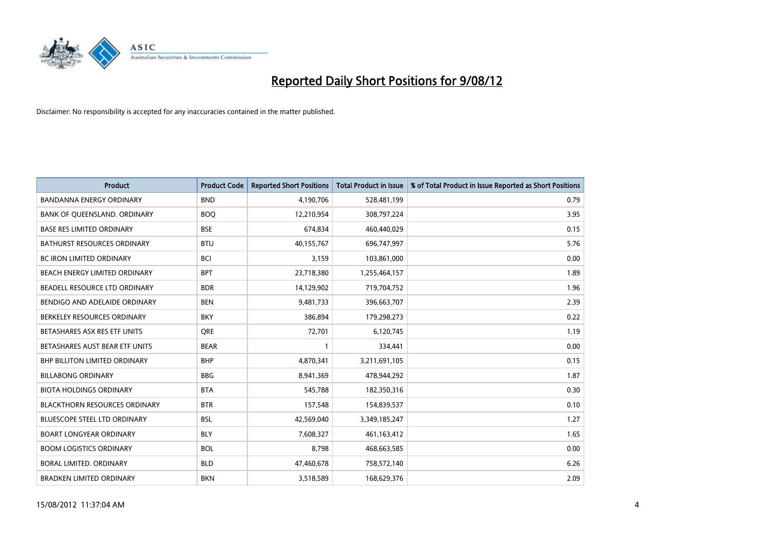# Reported Daily Short Positions for 9/08/12

Disclaimer: No responsibility is accepted for any inaccuracies contained in the matter published.

| Product | Product Code | Reported Short Positions | Total Product in Issue | % of Total Product in Issue Reported as Short Positions |
|---|---|---|---|---|
| BANDANNA ENERGY ORDINARY | BND | 4,190,706 | 528,481,199 | 0.79 |
| BANK OF QUEENSLAND. ORDINARY | BOQ | 12,210,954 | 308,797,224 | 3.95 |
| BASE RES LIMITED ORDINARY | BSE | 674,834 | 460,440,029 | 0.15 |
| BATHURST RESOURCES ORDINARY | BTU | 40,155,767 | 696,747,997 | 5.76 |
| BC IRON LIMITED ORDINARY | BCI | 3,159 | 103,861,000 | 0.00 |
| BEACH ENERGY LIMITED ORDINARY | BPT | 23,718,380 | 1,255,464,157 | 1.89 |
| BEADELL RESOURCE LTD ORDINARY | BDR | 14,129,902 | 719,704,752 | 1.96 |
| BENDIGO AND ADELAIDE ORDINARY | BEN | 9,481,733 | 396,663,707 | 2.39 |
| BERKELEY RESOURCES ORDINARY | BKY | 386,894 | 179,298,273 | 0.22 |
| BETASHARES ASX RES ETF UNITS | QRE | 72,701 | 6,120,745 | 1.19 |
| BETASHARES AUST BEAR ETF UNITS | BEAR | 1 | 334,441 | 0.00 |
| BHP BILLITON LIMITED ORDINARY | BHP | 4,870,341 | 3,211,691,105 | 0.15 |
| BILLABONG ORDINARY | BBG | 8,941,369 | 478,944,292 | 1.87 |
| BIOTA HOLDINGS ORDINARY | BTA | 545,788 | 182,350,316 | 0.30 |
| BLACKTHORN RESOURCES ORDINARY | BTR | 157,548 | 154,839,537 | 0.10 |
| BLUESCOPE STEEL LTD ORDINARY | BSL | 42,569,040 | 3,349,185,247 | 1.27 |
| BOART LONGYEAR ORDINARY | BLY | 7,608,327 | 461,163,412 | 1.65 |
| BOOM LOGISTICS ORDINARY | BOL | 8,798 | 468,663,585 | 0.00 |
| BORAL LIMITED. ORDINARY | BLD | 47,460,678 | 758,572,140 | 6.26 |
| BRADKEN LIMITED ORDINARY | BKN | 3,518,589 | 168,629,376 | 2.09 |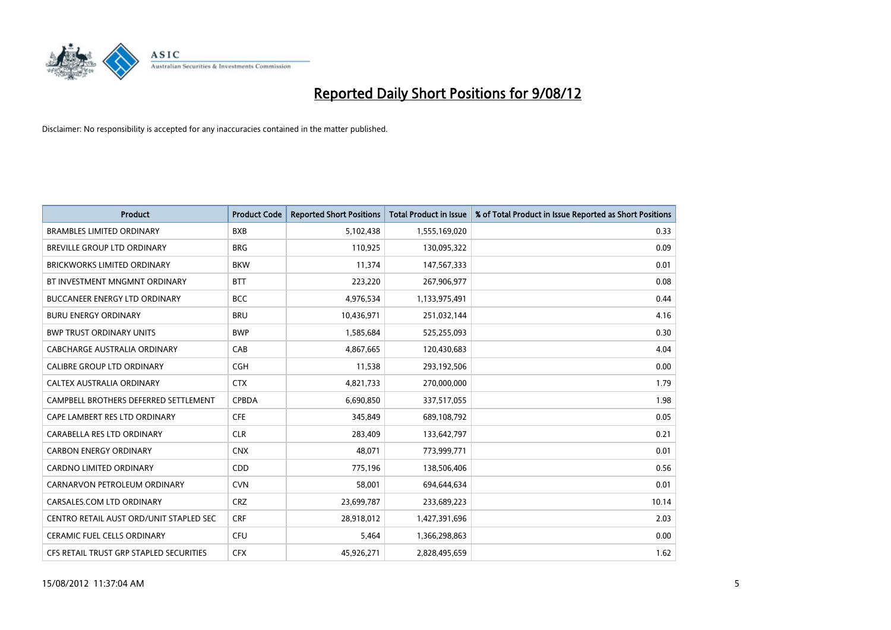# Reported Daily Short Positions for 9/08/12

Disclaimer: No responsibility is accepted for any inaccuracies contained in the matter published.

| Product | Product Code | Reported Short Positions | Total Product in Issue | % of Total Product in Issue Reported as Short Positions |
|---|---|---|---|---|
| BRAMBLES LIMITED ORDINARY | BXB | 5,102,438 | 1,555,169,020 | 0.33 |
| BREVILLE GROUP LTD ORDINARY | BRG | 110,925 | 130,095,322 | 0.09 |
| BRICKWORKS LIMITED ORDINARY | BKW | 11,374 | 147,567,333 | 0.01 |
| BT INVESTMENT MNGMNT ORDINARY | BTT | 223,220 | 267,906,977 | 0.08 |
| BUCCANEER ENERGY LTD ORDINARY | BCC | 4,976,534 | 1,133,975,491 | 0.44 |
| BURU ENERGY ORDINARY | BRU | 10,436,971 | 251,032,144 | 4.16 |
| BWP TRUST ORDINARY UNITS | BWP | 1,585,684 | 525,255,093 | 0.30 |
| CABCHARGE AUSTRALIA ORDINARY | CAB | 4,867,665 | 120,430,683 | 4.04 |
| CALIBRE GROUP LTD ORDINARY | CGH | 11,538 | 293,192,506 | 0.00 |
| CALTEX AUSTRALIA ORDINARY | CTX | 4,821,733 | 270,000,000 | 1.79 |
| CAMPBELL BROTHERS DEFERRED SETTLEMENT | CPBDA | 6,690,850 | 337,517,055 | 1.98 |
| CAPE LAMBERT RES LTD ORDINARY | CFE | 345,849 | 689,108,792 | 0.05 |
| CARABELLA RES LTD ORDINARY | CLR | 283,409 | 133,642,797 | 0.21 |
| CARBON ENERGY ORDINARY | CNX | 48,071 | 773,999,771 | 0.01 |
| CARDNO LIMITED ORDINARY | CDD | 775,196 | 138,506,406 | 0.56 |
| CARNARVON PETROLEUM ORDINARY | CVN | 58,001 | 694,644,634 | 0.01 |
| CARSALES.COM LTD ORDINARY | CRZ | 23,699,787 | 233,689,223 | 10.14 |
| CENTRO RETAIL AUST ORD/UNIT STAPLED SEC | CRF | 28,918,012 | 1,427,391,696 | 2.03 |
| CERAMIC FUEL CELLS ORDINARY | CFU | 5,464 | 1,366,298,863 | 0.00 |
| CFS RETAIL TRUST GRP STAPLED SECURITIES | CFX | 45,926,271 | 2,828,495,659 | 1.62 |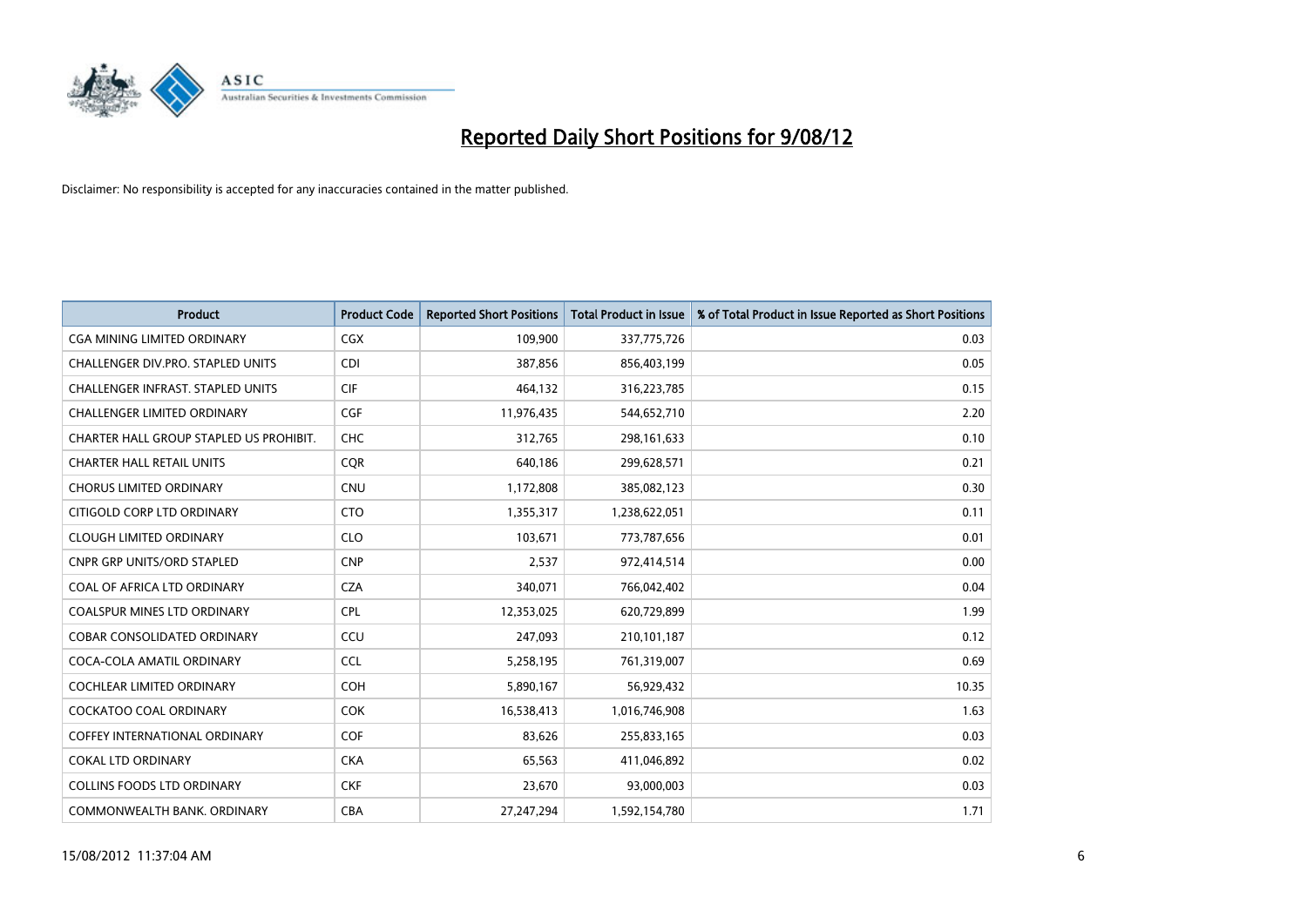# Reported Daily Short Positions for 9/08/12

Disclaimer: No responsibility is accepted for any inaccuracies contained in the matter published.

| Product | Product Code | Reported Short Positions | Total Product in Issue | % of Total Product in Issue Reported as Short Positions |
|---|---|---|---|---|
| CGA MINING LIMITED ORDINARY | CGX | 109,900 | 337,775,726 | 0.03 |
| CHALLENGER DIV.PRO. STAPLED UNITS | CDI | 387,856 | 856,403,199 | 0.05 |
| CHALLENGER INFRAST. STAPLED UNITS | CIF | 464,132 | 316,223,785 | 0.15 |
| CHALLENGER LIMITED ORDINARY | CGF | 11,976,435 | 544,652,710 | 2.20 |
| CHARTER HALL GROUP STAPLED US PROHIBIT. | CHC | 312,765 | 298,161,633 | 0.10 |
| CHARTER HALL RETAIL UNITS | CQR | 640,186 | 299,628,571 | 0.21 |
| CHORUS LIMITED ORDINARY | CNU | 1,172,808 | 385,082,123 | 0.30 |
| CITIGOLD CORP LTD ORDINARY | CTO | 1,355,317 | 1,238,622,051 | 0.11 |
| CLOUGH LIMITED ORDINARY | CLO | 103,671 | 773,787,656 | 0.01 |
| CNPR GRP UNITS/ORD STAPLED | CNP | 2,537 | 972,414,514 | 0.00 |
| COAL OF AFRICA LTD ORDINARY | CZA | 340,071 | 766,042,402 | 0.04 |
| COALSPUR MINES LTD ORDINARY | CPL | 12,353,025 | 620,729,899 | 1.99 |
| COBAR CONSOLIDATED ORDINARY | CCU | 247,093 | 210,101,187 | 0.12 |
| COCA-COLA AMATIL ORDINARY | CCL | 5,258,195 | 761,319,007 | 0.69 |
| COCHLEAR LIMITED ORDINARY | COH | 5,890,167 | 56,929,432 | 10.35 |
| COCKATOO COAL ORDINARY | COK | 16,538,413 | 1,016,746,908 | 1.63 |
| COFFEY INTERNATIONAL ORDINARY | COF | 83,626 | 255,833,165 | 0.03 |
| COKAL LTD ORDINARY | CKA | 65,563 | 411,046,892 | 0.02 |
| COLLINS FOODS LTD ORDINARY | CKF | 23,670 | 93,000,003 | 0.03 |
| COMMONWEALTH BANK. ORDINARY | CBA | 27,247,294 | 1,592,154,780 | 1.71 |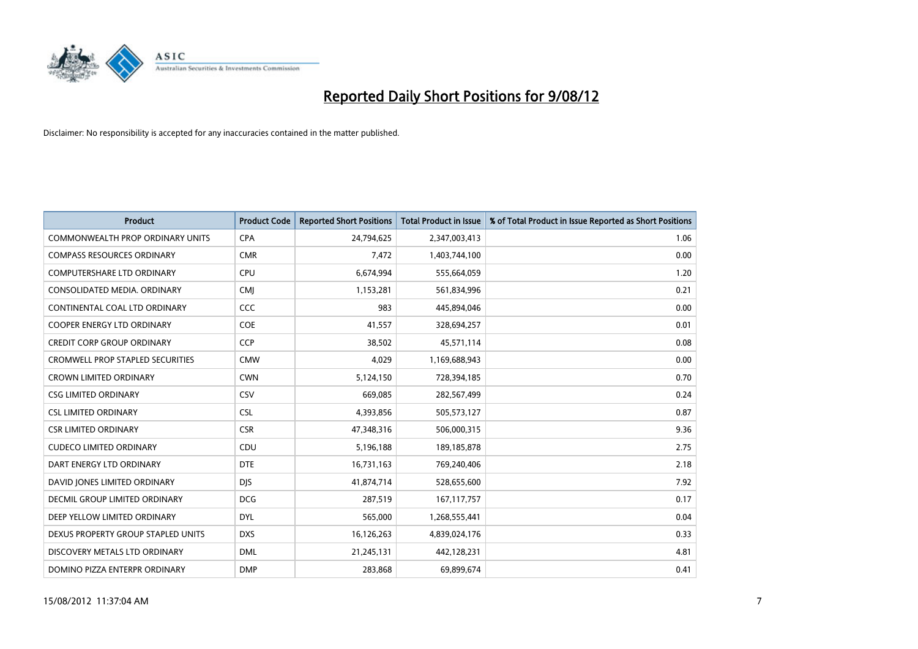# Reported Daily Short Positions for 9/08/12

Disclaimer: No responsibility is accepted for any inaccuracies contained in the matter published.

| Product | Product Code | Reported Short Positions | Total Product in Issue | % of Total Product in Issue Reported as Short Positions |
|---|---|---|---|---|
| COMMONWEALTH PROP ORDINARY UNITS | CPA | 24,794,625 | 2,347,003,413 | 1.06 |
| COMPASS RESOURCES ORDINARY | CMR | 7,472 | 1,403,744,100 | 0.00 |
| COMPUTERSHARE LTD ORDINARY | CPU | 6,674,994 | 555,664,059 | 1.20 |
| CONSOLIDATED MEDIA. ORDINARY | CMJ | 1,153,281 | 561,834,996 | 0.21 |
| CONTINENTAL COAL LTD ORDINARY | CCC | 983 | 445,894,046 | 0.00 |
| COOPER ENERGY LTD ORDINARY | COE | 41,557 | 328,694,257 | 0.01 |
| CREDIT CORP GROUP ORDINARY | CCP | 38,502 | 45,571,114 | 0.08 |
| CROMWELL PROP STAPLED SECURITIES | CMW | 4,029 | 1,169,688,943 | 0.00 |
| CROWN LIMITED ORDINARY | CWN | 5,124,150 | 728,394,185 | 0.70 |
| CSG LIMITED ORDINARY | CSV | 669,085 | 282,567,499 | 0.24 |
| CSL LIMITED ORDINARY | CSL | 4,393,856 | 505,573,127 | 0.87 |
| CSR LIMITED ORDINARY | CSR | 47,348,316 | 506,000,315 | 9.36 |
| CUDECO LIMITED ORDINARY | CDU | 5,196,188 | 189,185,878 | 2.75 |
| DART ENERGY LTD ORDINARY | DTE | 16,731,163 | 769,240,406 | 2.18 |
| DAVID JONES LIMITED ORDINARY | DJS | 41,874,714 | 528,655,600 | 7.92 |
| DECMIL GROUP LIMITED ORDINARY | DCG | 287,519 | 167,117,757 | 0.17 |
| DEEP YELLOW LIMITED ORDINARY | DYL | 565,000 | 1,268,555,441 | 0.04 |
| DEXUS PROPERTY GROUP STAPLED UNITS | DXS | 16,126,263 | 4,839,024,176 | 0.33 |
| DISCOVERY METALS LTD ORDINARY | DML | 21,245,131 | 442,128,231 | 4.81 |
| DOMINO PIZZA ENTERPR ORDINARY | DMP | 283,868 | 69,899,674 | 0.41 |

15/08/2012 11:37:04 AM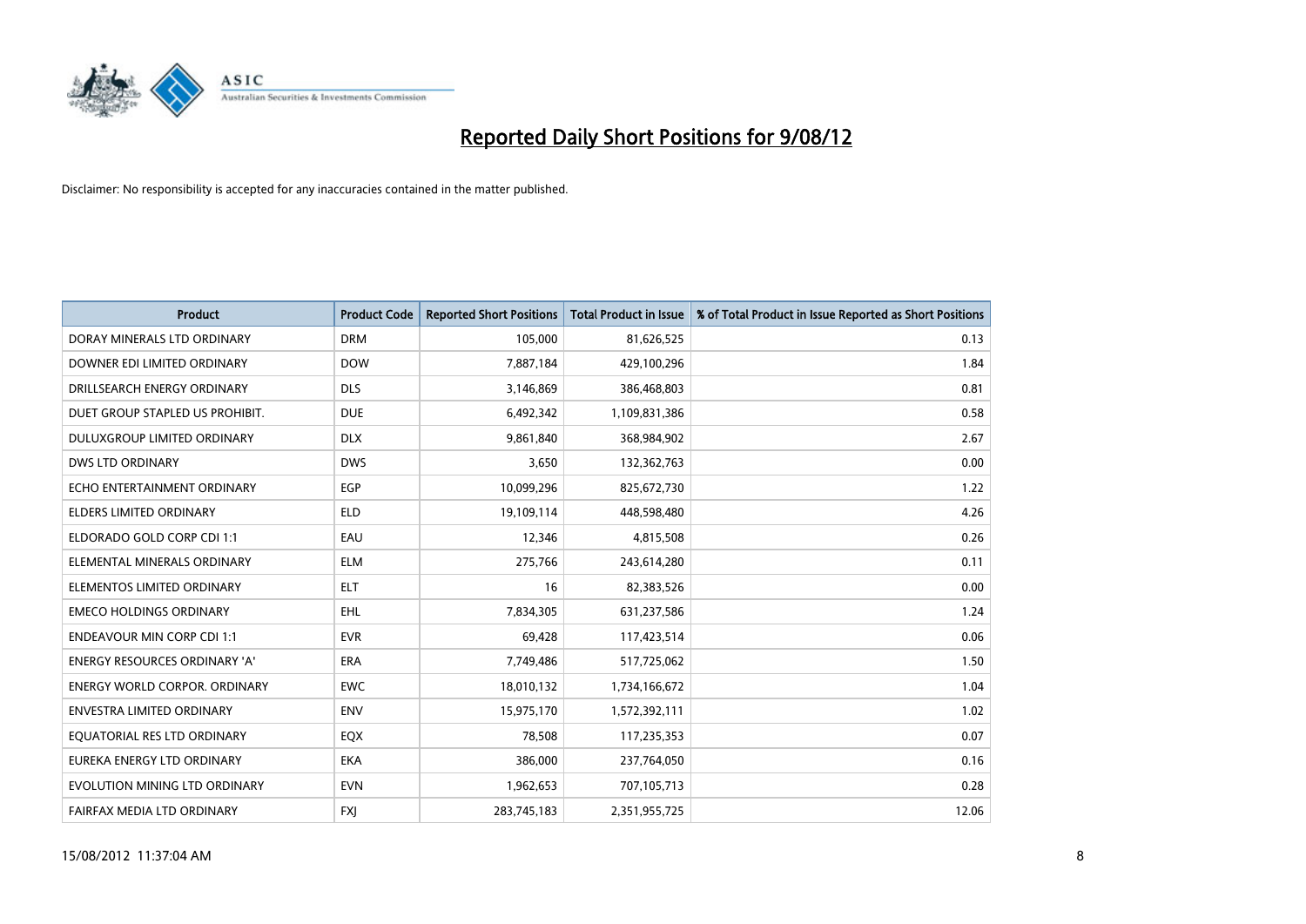# Reported Daily Short Positions for 9/08/12

Disclaimer: No responsibility is accepted for any inaccuracies contained in the matter published.

| Product | Product Code | Reported Short Positions | Total Product in Issue | % of Total Product in Issue Reported as Short Positions |
|---|---|---|---|---|
| DORAY MINERALS LTD ORDINARY | DRM | 105,000 | 81,626,525 | 0.13 |
| DOWNER EDI LIMITED ORDINARY | DOW | 7,887,184 | 429,100,296 | 1.84 |
| DRILLSEARCH ENERGY ORDINARY | DLS | 3,146,869 | 386,468,803 | 0.81 |
| DUET GROUP STAPLED US PROHIBIT. | DUE | 6,492,342 | 1,109,831,386 | 0.58 |
| DULUXGROUP LIMITED ORDINARY | DLX | 9,861,840 | 368,984,902 | 2.67 |
| DWS LTD ORDINARY | DWS | 3,650 | 132,362,763 | 0.00 |
| ECHO ENTERTAINMENT ORDINARY | EGP | 10,099,296 | 825,672,730 | 1.22 |
| ELDERS LIMITED ORDINARY | ELD | 19,109,114 | 448,598,480 | 4.26 |
| ELDORADO GOLD CORP CDI 1:1 | EAU | 12,346 | 4,815,508 | 0.26 |
| ELEMENTAL MINERALS ORDINARY | ELM | 275,766 | 243,614,280 | 0.11 |
| ELEMENTOS LIMITED ORDINARY | ELT | 16 | 82,383,526 | 0.00 |
| EMECO HOLDINGS ORDINARY | EHL | 7,834,305 | 631,237,586 | 1.24 |
| ENDEAVOUR MIN CORP CDI 1:1 | EVR | 69,428 | 117,423,514 | 0.06 |
| ENERGY RESOURCES ORDINARY 'A' | ERA | 7,749,486 | 517,725,062 | 1.50 |
| ENERGY WORLD CORPOR. ORDINARY | EWC | 18,010,132 | 1,734,166,672 | 1.04 |
| ENVESTRA LIMITED ORDINARY | ENV | 15,975,170 | 1,572,392,111 | 1.02 |
| EQUATORIAL RES LTD ORDINARY | EQX | 78,508 | 117,235,353 | 0.07 |
| EUREKA ENERGY LTD ORDINARY | EKA | 386,000 | 237,764,050 | 0.16 |
| EVOLUTION MINING LTD ORDINARY | EVN | 1,962,653 | 707,105,713 | 0.28 |
| FAIRFAX MEDIA LTD ORDINARY | FXJ | 283,745,183 | 2,351,955,725 | 12.06 |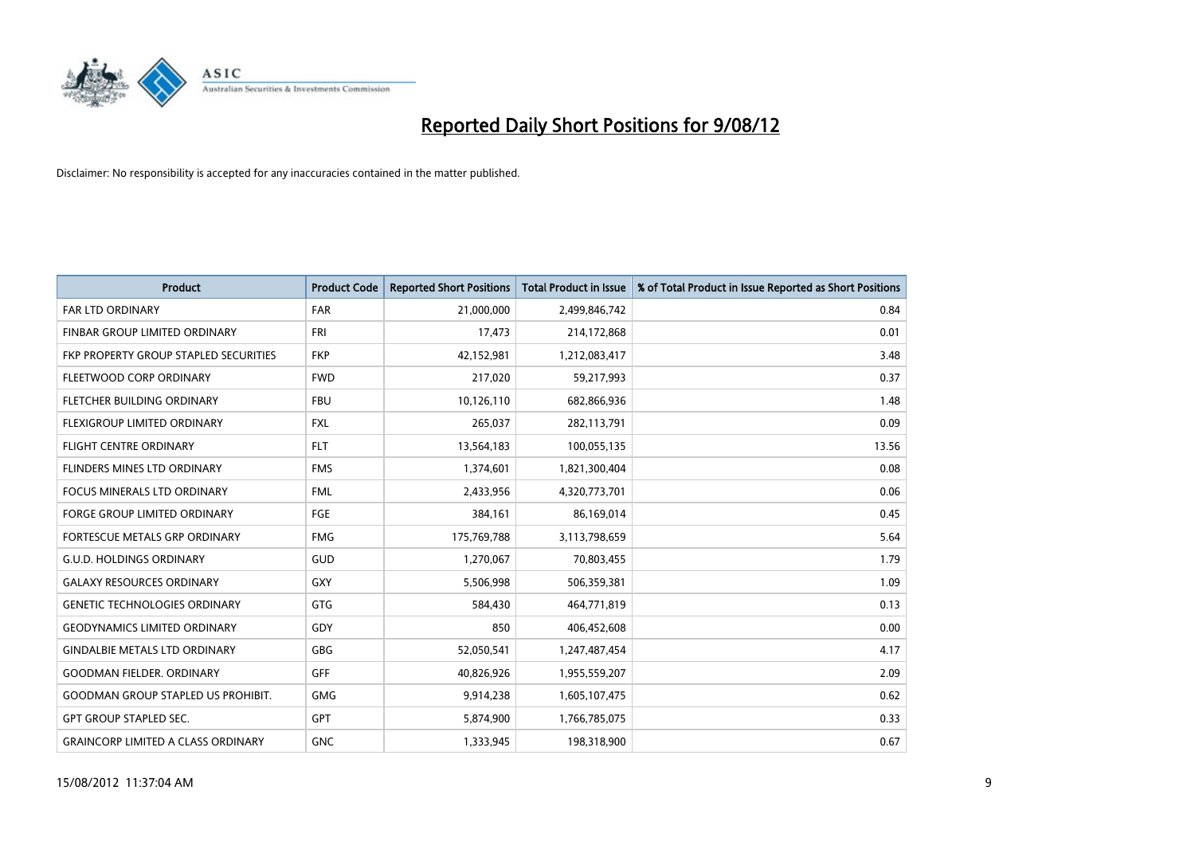# Reported Daily Short Positions for 9/08/12

Disclaimer: No responsibility is accepted for any inaccuracies contained in the matter published.

| Product | Product Code | Reported Short Positions | Total Product in Issue | % of Total Product in Issue Reported as Short Positions |
|---|---|---|---|---|
| FAR LTD ORDINARY | FAR | 21,000,000 | 2,499,846,742 | 0.84 |
| FINBAR GROUP LIMITED ORDINARY | FRI | 17,473 | 214,172,868 | 0.01 |
| FKP PROPERTY GROUP STAPLED SECURITIES | FKP | 42,152,981 | 1,212,083,417 | 3.48 |
| FLEETWOOD CORP ORDINARY | FWD | 217,020 | 59,217,993 | 0.37 |
| FLETCHER BUILDING ORDINARY | FBU | 10,126,110 | 682,866,936 | 1.48 |
| FLEXIGROUP LIMITED ORDINARY | FXL | 265,037 | 282,113,791 | 0.09 |
| FLIGHT CENTRE ORDINARY | FLT | 13,564,183 | 100,055,135 | 13.56 |
| FLINDERS MINES LTD ORDINARY | FMS | 1,374,601 | 1,821,300,404 | 0.08 |
| FOCUS MINERALS LTD ORDINARY | FML | 2,433,956 | 4,320,773,701 | 0.06 |
| FORGE GROUP LIMITED ORDINARY | FGE | 384,161 | 86,169,014 | 0.45 |
| FORTESCUE METALS GRP ORDINARY | FMG | 175,769,788 | 3,113,798,659 | 5.64 |
| G.U.D. HOLDINGS ORDINARY | GUD | 1,270,067 | 70,803,455 | 1.79 |
| GALAXY RESOURCES ORDINARY | GXY | 5,506,998 | 506,359,381 | 1.09 |
| GENETIC TECHNOLOGIES ORDINARY | GTG | 584,430 | 464,771,819 | 0.13 |
| GEODYNAMICS LIMITED ORDINARY | GDY | 850 | 406,452,608 | 0.00 |
| GINDALBIE METALS LTD ORDINARY | GBG | 52,050,541 | 1,247,487,454 | 4.17 |
| GOODMAN FIELDER. ORDINARY | GFF | 40,826,926 | 1,955,559,207 | 2.09 |
| GOODMAN GROUP STAPLED US PROHIBIT. | GMG | 9,914,238 | 1,605,107,475 | 0.62 |
| GPT GROUP STAPLED SEC. | GPT | 5,874,900 | 1,766,785,075 | 0.33 |
| GRAINCORP LIMITED A CLASS ORDINARY | GNC | 1,333,945 | 198,318,900 | 0.67 |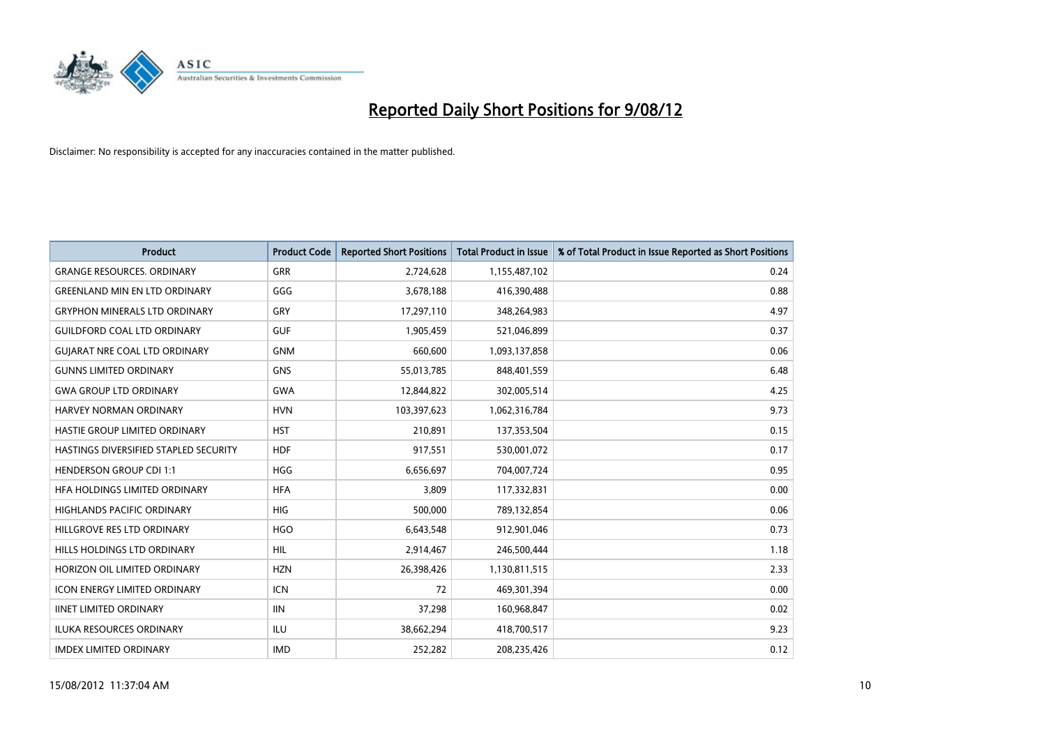# Reported Daily Short Positions for 9/08/12

Disclaimer: No responsibility is accepted for any inaccuracies contained in the matter published.

| Product | Product Code | Reported Short Positions | Total Product in Issue | % of Total Product in Issue Reported as Short Positions |
|---|---|---|---|---|
| GRANGE RESOURCES. ORDINARY | GRR | 2,724,628 | 1,155,487,102 | 0.24 |
| GREENLAND MIN EN LTD ORDINARY | GGG | 3,678,188 | 416,390,488 | 0.88 |
| GRYPHON MINERALS LTD ORDINARY | GRY | 17,297,110 | 348,264,983 | 4.97 |
| GUILDFORD COAL LTD ORDINARY | GUF | 1,905,459 | 521,046,899 | 0.37 |
| GUJARAT NRE COAL LTD ORDINARY | GNM | 660,600 | 1,093,137,858 | 0.06 |
| GUNNS LIMITED ORDINARY | GNS | 55,013,785 | 848,401,559 | 6.48 |
| GWA GROUP LTD ORDINARY | GWA | 12,844,822 | 302,005,514 | 4.25 |
| HARVEY NORMAN ORDINARY | HVN | 103,397,623 | 1,062,316,784 | 9.73 |
| HASTIE GROUP LIMITED ORDINARY | HST | 210,891 | 137,353,504 | 0.15 |
| HASTINGS DIVERSIFIED STAPLED SECURITY | HDF | 917,551 | 530,001,072 | 0.17 |
| HENDERSON GROUP CDI 1:1 | HGG | 6,656,697 | 704,007,724 | 0.95 |
| HFA HOLDINGS LIMITED ORDINARY | HFA | 3,809 | 117,332,831 | 0.00 |
| HIGHLANDS PACIFIC ORDINARY | HIG | 500,000 | 789,132,854 | 0.06 |
| HILLGROVE RES LTD ORDINARY | HGO | 6,643,548 | 912,901,046 | 0.73 |
| HILLS HOLDINGS LTD ORDINARY | HIL | 2,914,467 | 246,500,444 | 1.18 |
| HORIZON OIL LIMITED ORDINARY | HZN | 26,398,426 | 1,130,811,515 | 2.33 |
| ICON ENERGY LIMITED ORDINARY | ICN | 72 | 469,301,394 | 0.00 |
| IINET LIMITED ORDINARY | IIN | 37,298 | 160,968,847 | 0.02 |
| ILUKA RESOURCES ORDINARY | ILU | 38,662,294 | 418,700,517 | 9.23 |
| IMDEX LIMITED ORDINARY | IMD | 252,282 | 208,235,426 | 0.12 |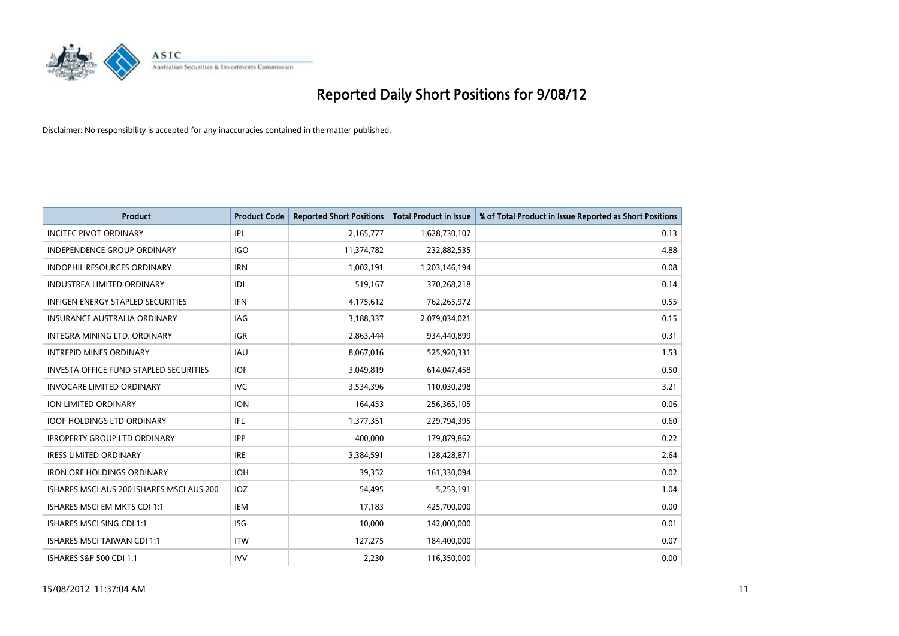# Reported Daily Short Positions for 9/08/12

Disclaimer: No responsibility is accepted for any inaccuracies contained in the matter published.

| Product | Product Code | Reported Short Positions | Total Product in Issue | % of Total Product in Issue Reported as Short Positions |
|---|---|---|---|---|
| INCITEC PIVOT ORDINARY | IPL | 2,165,777 | 1,628,730,107 | 0.13 |
| INDEPENDENCE GROUP ORDINARY | IGO | 11,374,782 | 232,882,535 | 4.88 |
| INDOPHIL RESOURCES ORDINARY | IRN | 1,002,191 | 1,203,146,194 | 0.08 |
| INDUSTREA LIMITED ORDINARY | IDL | 519,167 | 370,268,218 | 0.14 |
| INFIGEN ENERGY STAPLED SECURITIES | IFN | 4,175,612 | 762,265,972 | 0.55 |
| INSURANCE AUSTRALIA ORDINARY | IAG | 3,188,337 | 2,079,034,021 | 0.15 |
| INTEGRA MINING LTD. ORDINARY | IGR | 2,863,444 | 934,440,899 | 0.31 |
| INTREPID MINES ORDINARY | IAU | 8,067,016 | 525,920,331 | 1.53 |
| INVESTA OFFICE FUND STAPLED SECURITIES | IOF | 3,049,819 | 614,047,458 | 0.50 |
| INVOCARE LIMITED ORDINARY | IVC | 3,534,396 | 110,030,298 | 3.21 |
| ION LIMITED ORDINARY | ION | 164,453 | 256,365,105 | 0.06 |
| IOOF HOLDINGS LTD ORDINARY | IFL | 1,377,351 | 229,794,395 | 0.60 |
| IPROPERTY GROUP LTD ORDINARY | IPP | 400,000 | 179,879,862 | 0.22 |
| IRESS LIMITED ORDINARY | IRE | 3,384,591 | 128,428,871 | 2.64 |
| IRON ORE HOLDINGS ORDINARY | IOH | 39,352 | 161,330,094 | 0.02 |
| ISHARES MSCI AUS 200 ISHARES MSCI AUS 200 | IOZ | 54,495 | 5,253,191 | 1.04 |
| ISHARES MSCI EM MKTS CDI 1:1 | IEM | 17,183 | 425,700,000 | 0.00 |
| ISHARES MSCI SING CDI 1:1 | ISG | 10,000 | 142,000,000 | 0.01 |
| ISHARES MSCI TAIWAN CDI 1:1 | ITW | 127,275 | 184,400,000 | 0.07 |
| ISHARES S&P 500 CDI 1:1 | IVV | 2,230 | 116,350,000 | 0.00 |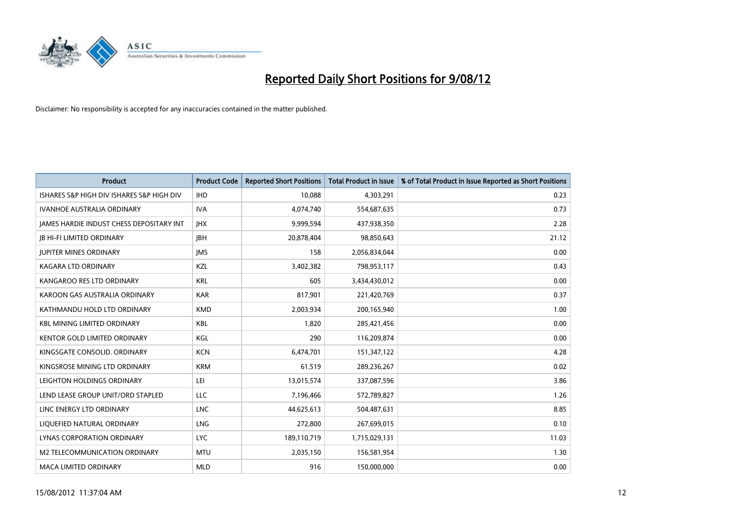# Reported Daily Short Positions for 9/08/12

Disclaimer: No responsibility is accepted for any inaccuracies contained in the matter published.

| Product | Product Code | Reported Short Positions | Total Product in Issue | % of Total Product in Issue Reported as Short Positions |
|---|---|---|---|---|
| ISHARES S&P HIGH DIV ISHARES S&P HIGH DIV | IHD | 10,088 | 4,303,291 | 0.23 |
| IVANHOE AUSTRALIA ORDINARY | IVA | 4,074,740 | 554,687,635 | 0.73 |
| JAMES HARDIE INDUST CHESS DEPOSITARY INT | JHX | 9,999,594 | 437,938,350 | 2.28 |
| JB HI-FI LIMITED ORDINARY | JBH | 20,878,404 | 98,850,643 | 21.12 |
| JUPITER MINES ORDINARY | JMS | 158 | 2,056,834,044 | 0.00 |
| KAGARA LTD ORDINARY | KZL | 3,402,382 | 798,953,117 | 0.43 |
| KANGAROO RES LTD ORDINARY | KRL | 605 | 3,434,430,012 | 0.00 |
| KAROON GAS AUSTRALIA ORDINARY | KAR | 817,901 | 221,420,769 | 0.37 |
| KATHMANDU HOLD LTD ORDINARY | KMD | 2,003,934 | 200,165,940 | 1.00 |
| KBL MINING LIMITED ORDINARY | KBL | 1,820 | 285,421,456 | 0.00 |
| KENTOR GOLD LIMITED ORDINARY | KGL | 290 | 116,209,874 | 0.00 |
| KINGSGATE CONSOLID. ORDINARY | KCN | 6,474,701 | 151,347,122 | 4.28 |
| KINGSROSE MINING LTD ORDINARY | KRM | 61,519 | 289,236,267 | 0.02 |
| LEIGHTON HOLDINGS ORDINARY | LEI | 13,015,574 | 337,087,596 | 3.86 |
| LEND LEASE GROUP UNIT/ORD STAPLED | LLC | 7,196,466 | 572,789,827 | 1.26 |
| LINC ENERGY LTD ORDINARY | LNC | 44,625,613 | 504,487,631 | 8.85 |
| LIQUEFIED NATURAL ORDINARY | LNG | 272,800 | 267,699,015 | 0.10 |
| LYNAS CORPORATION ORDINARY | LYC | 189,110,719 | 1,715,029,131 | 11.03 |
| M2 TELECOMMUNICATION ORDINARY | MTU | 2,035,150 | 156,581,954 | 1.30 |
| MACA LIMITED ORDINARY | MLD | 916 | 150,000,000 | 0.00 |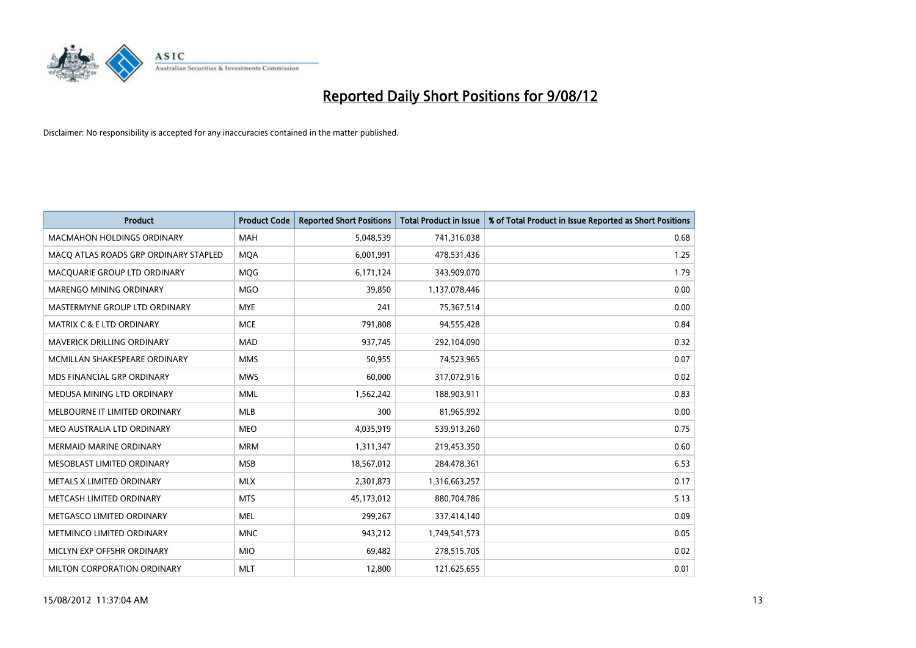# Reported Daily Short Positions for 9/08/12

Disclaimer: No responsibility is accepted for any inaccuracies contained in the matter published.

| Product | Product Code | Reported Short Positions | Total Product in Issue | % of Total Product in Issue Reported as Short Positions |
|---|---|---|---|---|
| MACMAHON HOLDINGS ORDINARY | MAH | 5,048,539 | 741,316,038 | 0.68 |
| MACQ ATLAS ROADS GRP ORDINARY STAPLED | MQA | 6,001,991 | 478,531,436 | 1.25 |
| MACQUARIE GROUP LTD ORDINARY | MQG | 6,171,124 | 343,909,070 | 1.79 |
| MARENGO MINING ORDINARY | MGO | 39,850 | 1,137,078,446 | 0.00 |
| MASTERMYNE GROUP LTD ORDINARY | MYE | 241 | 75,367,514 | 0.00 |
| MATRIX C & E LTD ORDINARY | MCE | 791,808 | 94,555,428 | 0.84 |
| MAVERICK DRILLING ORDINARY | MAD | 937,745 | 292,104,090 | 0.32 |
| MCMILLAN SHAKESPEARE ORDINARY | MMS | 50,955 | 74,523,965 | 0.07 |
| MDS FINANCIAL GRP ORDINARY | MWS | 60,000 | 317,072,916 | 0.02 |
| MEDUSA MINING LTD ORDINARY | MML | 1,562,242 | 188,903,911 | 0.83 |
| MELBOURNE IT LIMITED ORDINARY | MLB | 300 | 81,965,992 | 0.00 |
| MEO AUSTRALIA LTD ORDINARY | MEO | 4,035,919 | 539,913,260 | 0.75 |
| MERMAID MARINE ORDINARY | MRM | 1,311,347 | 219,453,350 | 0.60 |
| MESOBLAST LIMITED ORDINARY | MSB | 18,567,012 | 284,478,361 | 6.53 |
| METALS X LIMITED ORDINARY | MLX | 2,301,873 | 1,316,663,257 | 0.17 |
| METCASH LIMITED ORDINARY | MTS | 45,173,012 | 880,704,786 | 5.13 |
| METGASCO LIMITED ORDINARY | MEL | 299,267 | 337,414,140 | 0.09 |
| METMINCO LIMITED ORDINARY | MNC | 943,212 | 1,749,541,573 | 0.05 |
| MICLYN EXP OFFSHR ORDINARY | MIO | 69,482 | 278,515,705 | 0.02 |
| MILTON CORPORATION ORDINARY | MLT | 12,800 | 121,625,655 | 0.01 |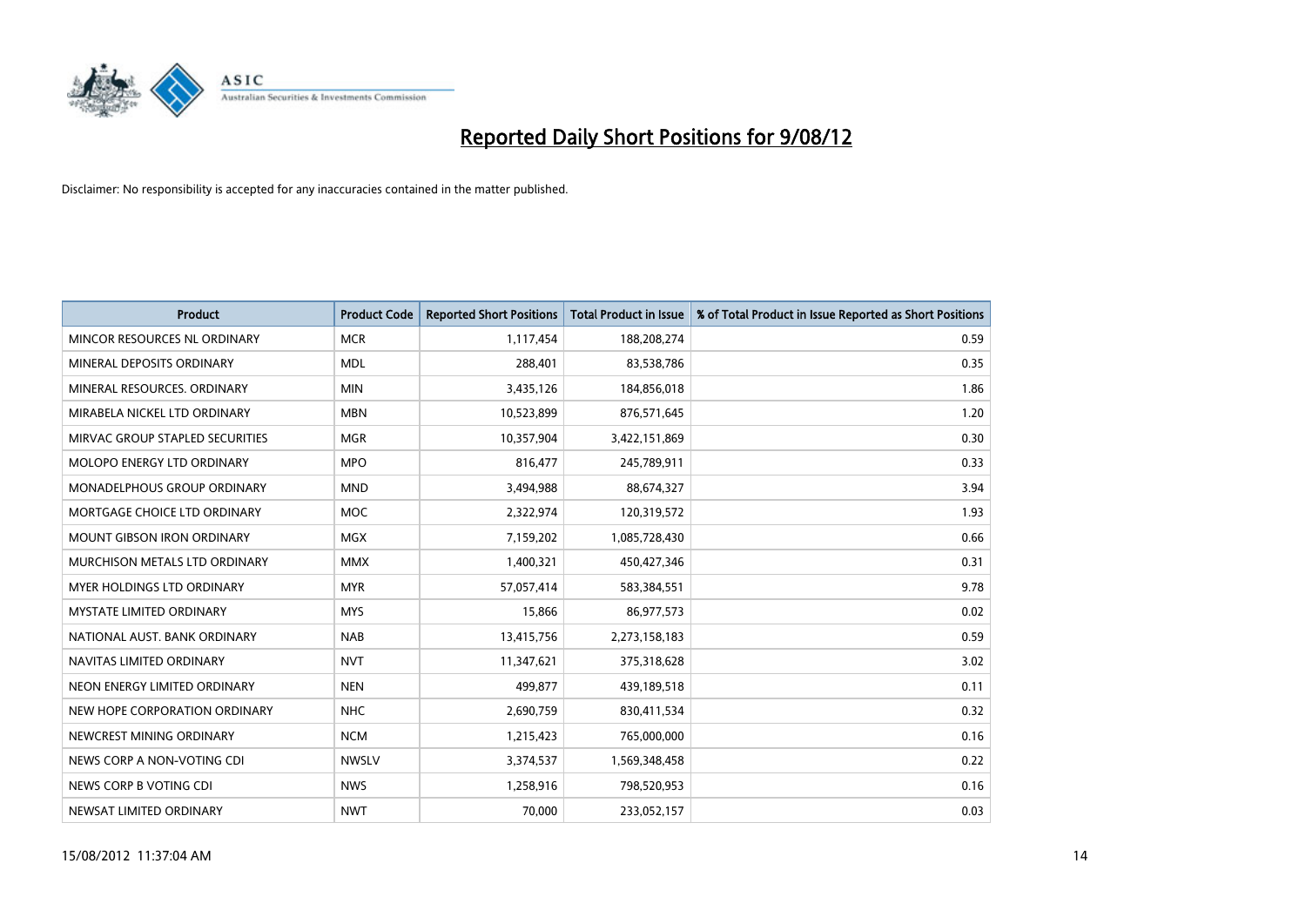# Reported Daily Short Positions for 9/08/12

Disclaimer: No responsibility is accepted for any inaccuracies contained in the matter published.

| Product | Product Code | Reported Short Positions | Total Product in Issue | % of Total Product in Issue Reported as Short Positions |
|---|---|---|---|---|
| MINCOR RESOURCES NL ORDINARY | MCR | 1,117,454 | 188,208,274 | 0.59 |
| MINERAL DEPOSITS ORDINARY | MDL | 288,401 | 83,538,786 | 0.35 |
| MINERAL RESOURCES. ORDINARY | MIN | 3,435,126 | 184,856,018 | 1.86 |
| MIRABELA NICKEL LTD ORDINARY | MBN | 10,523,899 | 876,571,645 | 1.20 |
| MIRVAC GROUP STAPLED SECURITIES | MGR | 10,357,904 | 3,422,151,869 | 0.30 |
| MOLOPO ENERGY LTD ORDINARY | MPO | 816,477 | 245,789,911 | 0.33 |
| MONADELPHOUS GROUP ORDINARY | MND | 3,494,988 | 88,674,327 | 3.94 |
| MORTGAGE CHOICE LTD ORDINARY | MOC | 2,322,974 | 120,319,572 | 1.93 |
| MOUNT GIBSON IRON ORDINARY | MGX | 7,159,202 | 1,085,728,430 | 0.66 |
| MURCHISON METALS LTD ORDINARY | MMX | 1,400,321 | 450,427,346 | 0.31 |
| MYER HOLDINGS LTD ORDINARY | MYR | 57,057,414 | 583,384,551 | 9.78 |
| MYSTATE LIMITED ORDINARY | MYS | 15,866 | 86,977,573 | 0.02 |
| NATIONAL AUST. BANK ORDINARY | NAB | 13,415,756 | 2,273,158,183 | 0.59 |
| NAVITAS LIMITED ORDINARY | NVT | 11,347,621 | 375,318,628 | 3.02 |
| NEON ENERGY LIMITED ORDINARY | NEN | 499,877 | 439,189,518 | 0.11 |
| NEW HOPE CORPORATION ORDINARY | NHC | 2,690,759 | 830,411,534 | 0.32 |
| NEWCREST MINING ORDINARY | NCM | 1,215,423 | 765,000,000 | 0.16 |
| NEWS CORP A NON-VOTING CDI | NWSLV | 3,374,537 | 1,569,348,458 | 0.22 |
| NEWS CORP B VOTING CDI | NWS | 1,258,916 | 798,520,953 | 0.16 |
| NEWSAT LIMITED ORDINARY | NWT | 70,000 | 233,052,157 | 0.03 |

15/08/2012 11:37:04 AM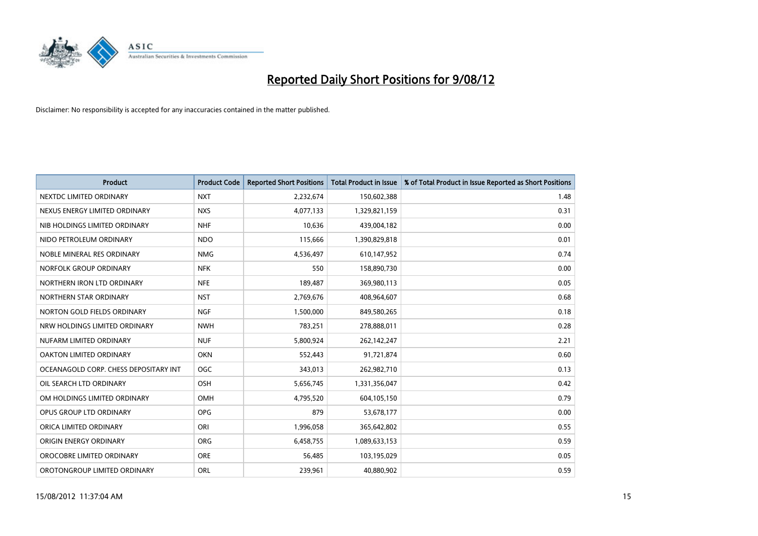# Reported Daily Short Positions for 9/08/12

Disclaimer: No responsibility is accepted for any inaccuracies contained in the matter published.

| Product | Product Code | Reported Short Positions | Total Product in Issue | % of Total Product in Issue Reported as Short Positions |
|---|---|---|---|---|
| NEXTDC LIMITED ORDINARY | NXT | 2,232,674 | 150,602,388 | 1.48 |
| NEXUS ENERGY LIMITED ORDINARY | NXS | 4,077,133 | 1,329,821,159 | 0.31 |
| NIB HOLDINGS LIMITED ORDINARY | NHF | 10,636 | 439,004,182 | 0.00 |
| NIDO PETROLEUM ORDINARY | NDO | 115,666 | 1,390,829,818 | 0.01 |
| NOBLE MINERAL RES ORDINARY | NMG | 4,536,497 | 610,147,952 | 0.74 |
| NORFOLK GROUP ORDINARY | NFK | 550 | 158,890,730 | 0.00 |
| NORTHERN IRON LTD ORDINARY | NFE | 189,487 | 369,980,113 | 0.05 |
| NORTHERN STAR ORDINARY | NST | 2,769,676 | 408,964,607 | 0.68 |
| NORTON GOLD FIELDS ORDINARY | NGF | 1,500,000 | 849,580,265 | 0.18 |
| NRW HOLDINGS LIMITED ORDINARY | NWH | 783,251 | 278,888,011 | 0.28 |
| NUFARM LIMITED ORDINARY | NUF | 5,800,924 | 262,142,247 | 2.21 |
| OAKTON LIMITED ORDINARY | OKN | 552,443 | 91,721,874 | 0.60 |
| OCEANAGOLD CORP. CHESS DEPOSITARY INT | OGC | 343,013 | 262,982,710 | 0.13 |
| OIL SEARCH LTD ORDINARY | OSH | 5,656,745 | 1,331,356,047 | 0.42 |
| OM HOLDINGS LIMITED ORDINARY | OMH | 4,795,520 | 604,105,150 | 0.79 |
| OPUS GROUP LTD ORDINARY | OPG | 879 | 53,678,177 | 0.00 |
| ORICA LIMITED ORDINARY | ORI | 1,996,058 | 365,642,802 | 0.55 |
| ORIGIN ENERGY ORDINARY | ORG | 6,458,755 | 1,089,633,153 | 0.59 |
| OROCOBRE LIMITED ORDINARY | ORE | 56,485 | 103,195,029 | 0.05 |
| OROTONGROUP LIMITED ORDINARY | ORL | 239,961 | 40,880,902 | 0.59 |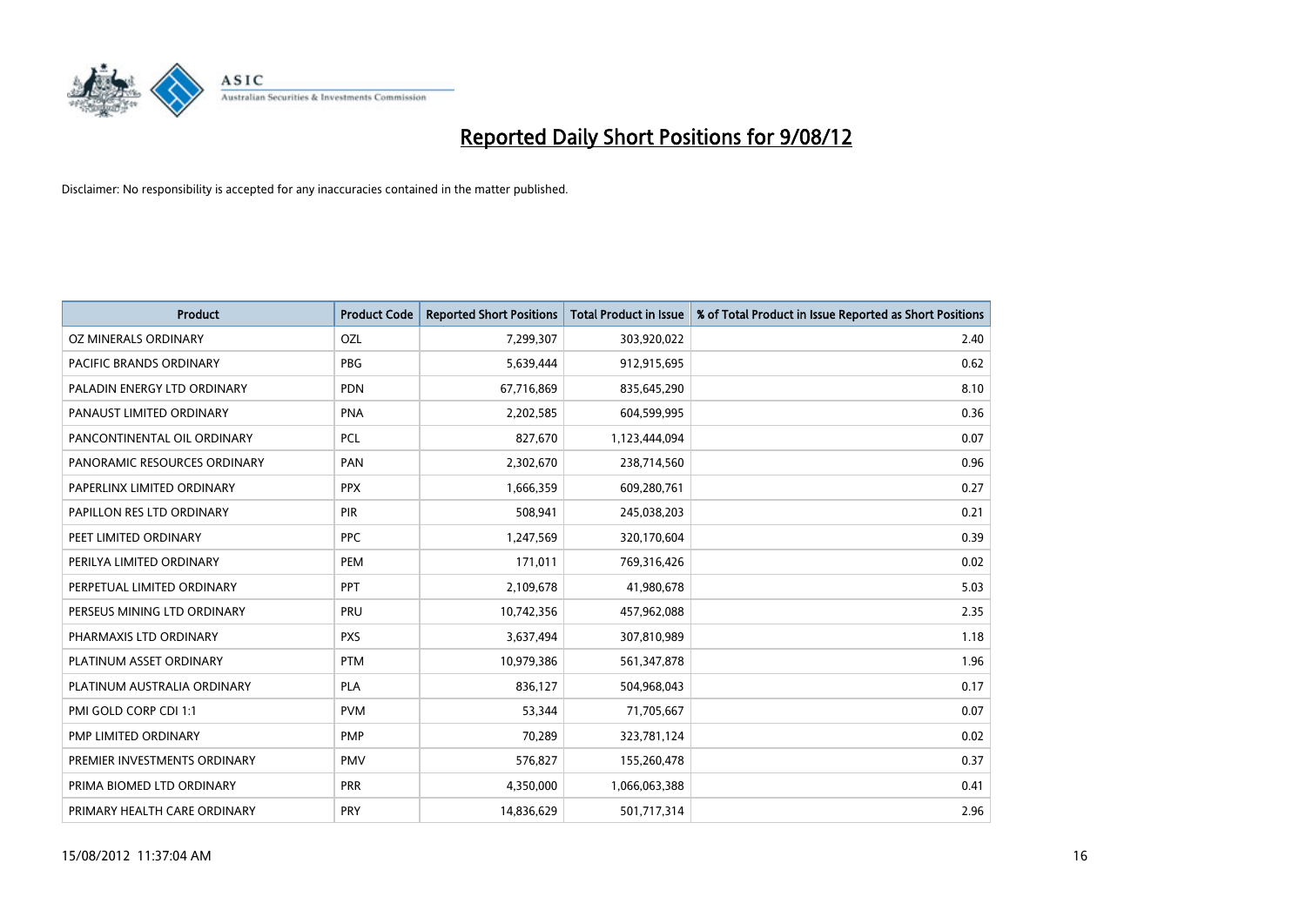# Reported Daily Short Positions for 9/08/12

Disclaimer: No responsibility is accepted for any inaccuracies contained in the matter published.

| Product | Product Code | Reported Short Positions | Total Product in Issue | % of Total Product in Issue Reported as Short Positions |
|---|---|---|---|---|
| OZ MINERALS ORDINARY | OZL | 7,299,307 | 303,920,022 | 2.40 |
| PACIFIC BRANDS ORDINARY | PBG | 5,639,444 | 912,915,695 | 0.62 |
| PALADIN ENERGY LTD ORDINARY | PDN | 67,716,869 | 835,645,290 | 8.10 |
| PANAUST LIMITED ORDINARY | PNA | 2,202,585 | 604,599,995 | 0.36 |
| PANCONTINENTAL OIL ORDINARY | PCL | 827,670 | 1,123,444,094 | 0.07 |
| PANORAMIC RESOURCES ORDINARY | PAN | 2,302,670 | 238,714,560 | 0.96 |
| PAPERLINX LIMITED ORDINARY | PPX | 1,666,359 | 609,280,761 | 0.27 |
| PAPILLON RES LTD ORDINARY | PIR | 508,941 | 245,038,203 | 0.21 |
| PEET LIMITED ORDINARY | PPC | 1,247,569 | 320,170,604 | 0.39 |
| PERILYA LIMITED ORDINARY | PEM | 171,011 | 769,316,426 | 0.02 |
| PERPETUAL LIMITED ORDINARY | PPT | 2,109,678 | 41,980,678 | 5.03 |
| PERSEUS MINING LTD ORDINARY | PRU | 10,742,356 | 457,962,088 | 2.35 |
| PHARMAXIS LTD ORDINARY | PXS | 3,637,494 | 307,810,989 | 1.18 |
| PLATINUM ASSET ORDINARY | PTM | 10,979,386 | 561,347,878 | 1.96 |
| PLATINUM AUSTRALIA ORDINARY | PLA | 836,127 | 504,968,043 | 0.17 |
| PMI GOLD CORP CDI 1:1 | PVM | 53,344 | 71,705,667 | 0.07 |
| PMP LIMITED ORDINARY | PMP | 70,289 | 323,781,124 | 0.02 |
| PREMIER INVESTMENTS ORDINARY | PMV | 576,827 | 155,260,478 | 0.37 |
| PRIMA BIOMED LTD ORDINARY | PRR | 4,350,000 | 1,066,063,388 | 0.41 |
| PRIMARY HEALTH CARE ORDINARY | PRY | 14,836,629 | 501,717,314 | 2.96 |

15/08/2012 11:37:04 AM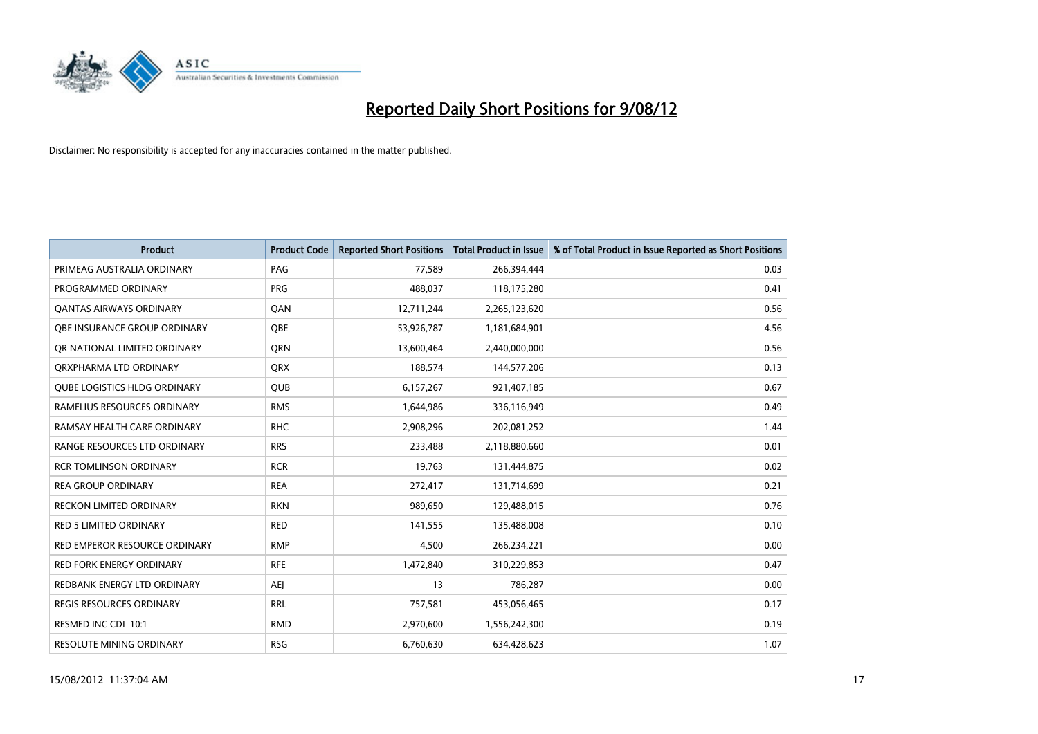# Reported Daily Short Positions for 9/08/12

Disclaimer: No responsibility is accepted for any inaccuracies contained in the matter published.

| Product | Product Code | Reported Short Positions | Total Product in Issue | % of Total Product in Issue Reported as Short Positions |
|---|---|---|---|---|
| PRIMEAG AUSTRALIA ORDINARY | PAG | 77,589 | 266,394,444 | 0.03 |
| PROGRAMMED ORDINARY | PRG | 488,037 | 118,175,280 | 0.41 |
| QANTAS AIRWAYS ORDINARY | QAN | 12,711,244 | 2,265,123,620 | 0.56 |
| QBE INSURANCE GROUP ORDINARY | QBE | 53,926,787 | 1,181,684,901 | 4.56 |
| QR NATIONAL LIMITED ORDINARY | QRN | 13,600,464 | 2,440,000,000 | 0.56 |
| QRXPHARMA LTD ORDINARY | QRX | 188,574 | 144,577,206 | 0.13 |
| QUBE LOGISTICS HLDG ORDINARY | QUB | 6,157,267 | 921,407,185 | 0.67 |
| RAMELIUS RESOURCES ORDINARY | RMS | 1,644,986 | 336,116,949 | 0.49 |
| RAMSAY HEALTH CARE ORDINARY | RHC | 2,908,296 | 202,081,252 | 1.44 |
| RANGE RESOURCES LTD ORDINARY | RRS | 233,488 | 2,118,880,660 | 0.01 |
| RCR TOMLINSON ORDINARY | RCR | 19,763 | 131,444,875 | 0.02 |
| REA GROUP ORDINARY | REA | 272,417 | 131,714,699 | 0.21 |
| RECKON LIMITED ORDINARY | RKN | 989,650 | 129,488,015 | 0.76 |
| RED 5 LIMITED ORDINARY | RED | 141,555 | 135,488,008 | 0.10 |
| RED EMPEROR RESOURCE ORDINARY | RMP | 4,500 | 266,234,221 | 0.00 |
| RED FORK ENERGY ORDINARY | RFE | 1,472,840 | 310,229,853 | 0.47 |
| REDBANK ENERGY LTD ORDINARY | AEJ | 13 | 786,287 | 0.00 |
| REGIS RESOURCES ORDINARY | RRL | 757,581 | 453,056,465 | 0.17 |
| RESMED INC CDI 10:1 | RMD | 2,970,600 | 1,556,242,300 | 0.19 |
| RESOLUTE MINING ORDINARY | RSG | 6,760,630 | 634,428,623 | 1.07 |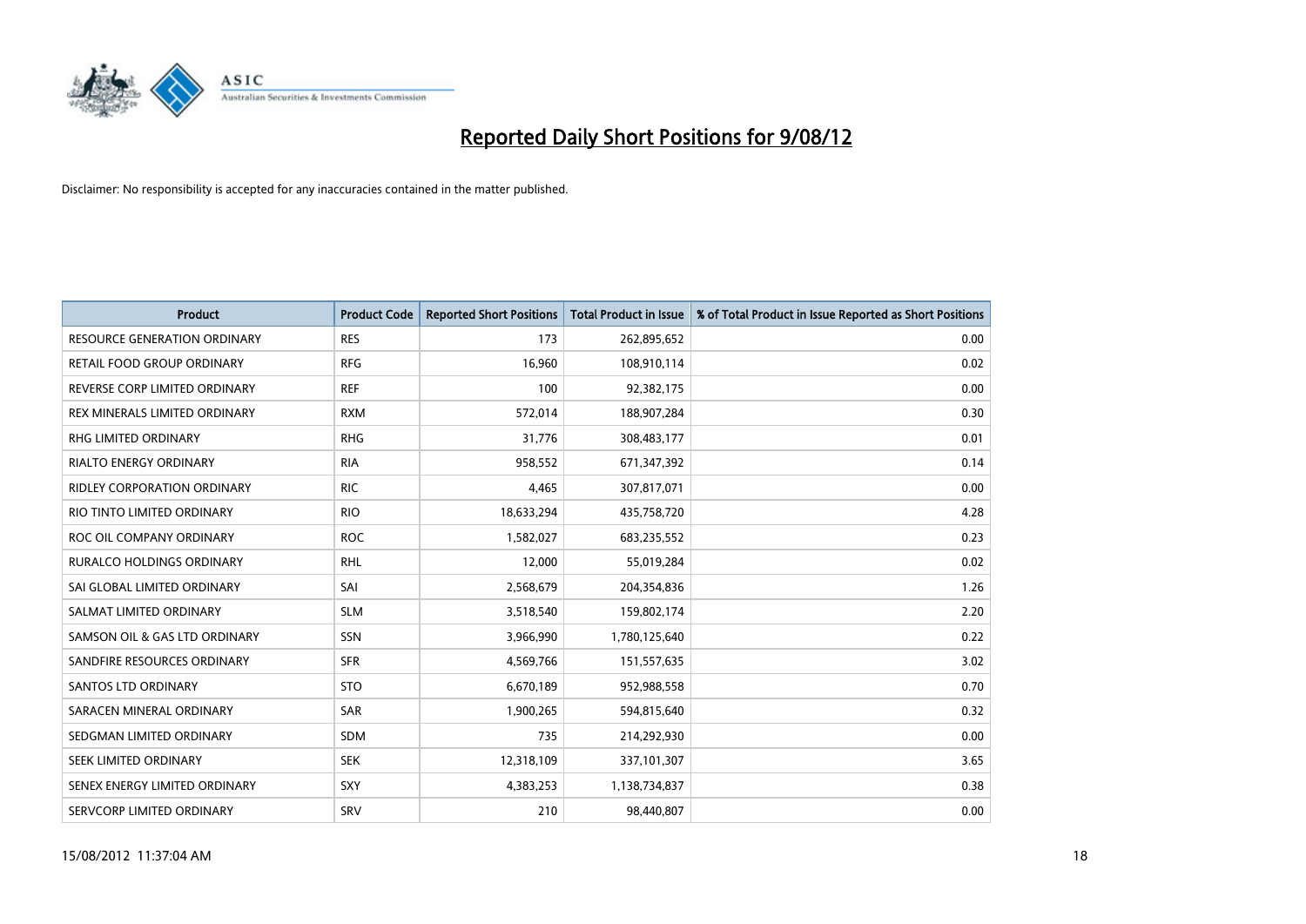# Reported Daily Short Positions for 9/08/12

Disclaimer: No responsibility is accepted for any inaccuracies contained in the matter published.

| Product | Product Code | Reported Short Positions | Total Product in Issue | % of Total Product in Issue Reported as Short Positions |
|---|---|---|---|---|
| RESOURCE GENERATION ORDINARY | RES | 173 | 262,895,652 | 0.00 |
| RETAIL FOOD GROUP ORDINARY | RFG | 16,960 | 108,910,114 | 0.02 |
| REVERSE CORP LIMITED ORDINARY | REF | 100 | 92,382,175 | 0.00 |
| REX MINERALS LIMITED ORDINARY | RXM | 572,014 | 188,907,284 | 0.30 |
| RHG LIMITED ORDINARY | RHG | 31,776 | 308,483,177 | 0.01 |
| RIALTO ENERGY ORDINARY | RIA | 958,552 | 671,347,392 | 0.14 |
| RIDLEY CORPORATION ORDINARY | RIC | 4,465 | 307,817,071 | 0.00 |
| RIO TINTO LIMITED ORDINARY | RIO | 18,633,294 | 435,758,720 | 4.28 |
| ROC OIL COMPANY ORDINARY | ROC | 1,582,027 | 683,235,552 | 0.23 |
| RURALCO HOLDINGS ORDINARY | RHL | 12,000 | 55,019,284 | 0.02 |
| SAI GLOBAL LIMITED ORDINARY | SAI | 2,568,679 | 204,354,836 | 1.26 |
| SALMAT LIMITED ORDINARY | SLM | 3,518,540 | 159,802,174 | 2.20 |
| SAMSON OIL & GAS LTD ORDINARY | SSN | 3,966,990 | 1,780,125,640 | 0.22 |
| SANDFIRE RESOURCES ORDINARY | SFR | 4,569,766 | 151,557,635 | 3.02 |
| SANTOS LTD ORDINARY | STO | 6,670,189 | 952,988,558 | 0.70 |
| SARACEN MINERAL ORDINARY | SAR | 1,900,265 | 594,815,640 | 0.32 |
| SEDGMAN LIMITED ORDINARY | SDM | 735 | 214,292,930 | 0.00 |
| SEEK LIMITED ORDINARY | SEK | 12,318,109 | 337,101,307 | 3.65 |
| SENEX ENERGY LIMITED ORDINARY | SXY | 4,383,253 | 1,138,734,837 | 0.38 |
| SERVCORP LIMITED ORDINARY | SRV | 210 | 98,440,807 | 0.00 |

15/08/2012 11:37:04 AM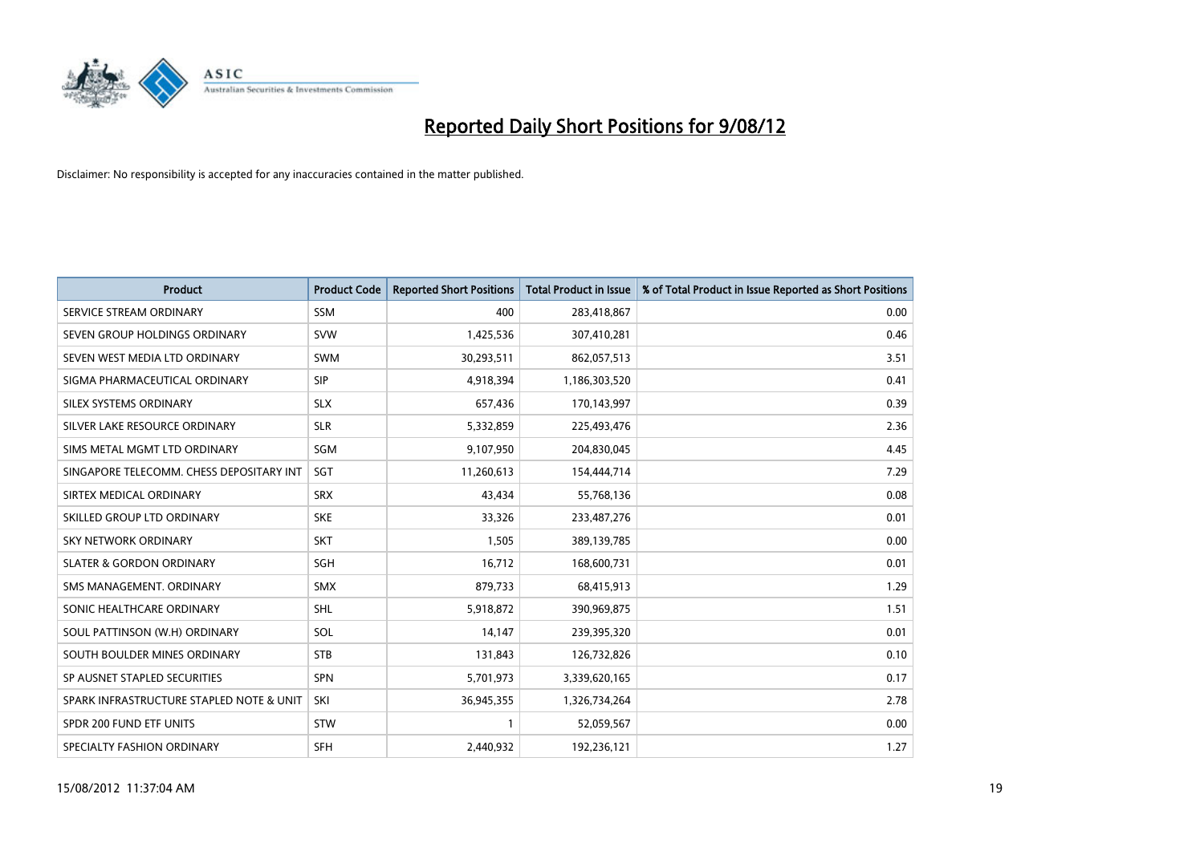# Reported Daily Short Positions for 9/08/12

Disclaimer: No responsibility is accepted for any inaccuracies contained in the matter published.

| Product | Product Code | Reported Short Positions | Total Product in Issue | % of Total Product in Issue Reported as Short Positions |
|---|---|---|---|---|
| SERVICE STREAM ORDINARY | SSM | 400 | 283,418,867 | 0.00 |
| SEVEN GROUP HOLDINGS ORDINARY | SVW | 1,425,536 | 307,410,281 | 0.46 |
| SEVEN WEST MEDIA LTD ORDINARY | SWM | 30,293,511 | 862,057,513 | 3.51 |
| SIGMA PHARMACEUTICAL ORDINARY | SIP | 4,918,394 | 1,186,303,520 | 0.41 |
| SILEX SYSTEMS ORDINARY | SLX | 657,436 | 170,143,997 | 0.39 |
| SILVER LAKE RESOURCE ORDINARY | SLR | 5,332,859 | 225,493,476 | 2.36 |
| SIMS METAL MGMT LTD ORDINARY | SGM | 9,107,950 | 204,830,045 | 4.45 |
| SINGAPORE TELECOMM. CHESS DEPOSITARY INT | SGT | 11,260,613 | 154,444,714 | 7.29 |
| SIRTEX MEDICAL ORDINARY | SRX | 43,434 | 55,768,136 | 0.08 |
| SKILLED GROUP LTD ORDINARY | SKE | 33,326 | 233,487,276 | 0.01 |
| SKY NETWORK ORDINARY | SKT | 1,505 | 389,139,785 | 0.00 |
| SLATER & GORDON ORDINARY | SGH | 16,712 | 168,600,731 | 0.01 |
| SMS MANAGEMENT. ORDINARY | SMX | 879,733 | 68,415,913 | 1.29 |
| SONIC HEALTHCARE ORDINARY | SHL | 5,918,872 | 390,969,875 | 1.51 |
| SOUL PATTINSON (W.H) ORDINARY | SOL | 14,147 | 239,395,320 | 0.01 |
| SOUTH BOULDER MINES ORDINARY | STB | 131,843 | 126,732,826 | 0.10 |
| SP AUSNET STAPLED SECURITIES | SPN | 5,701,973 | 3,339,620,165 | 0.17 |
| SPARK INFRASTRUCTURE STAPLED NOTE & UNIT | SKI | 36,945,355 | 1,326,734,264 | 2.78 |
| SPDR 200 FUND ETF UNITS | STW | 1 | 52,059,567 | 0.00 |
| SPECIALTY FASHION ORDINARY | SFH | 2,440,932 | 192,236,121 | 1.27 |

15/08/2012 11:37:04 AM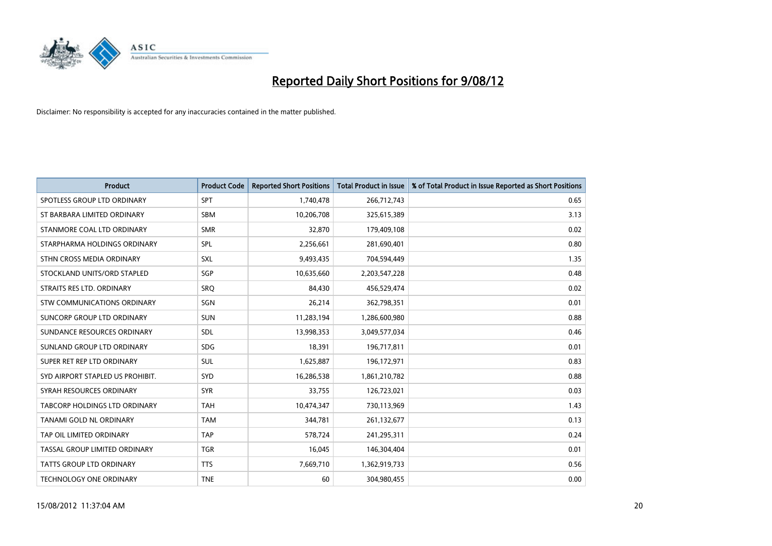# Reported Daily Short Positions for 9/08/12

Disclaimer: No responsibility is accepted for any inaccuracies contained in the matter published.

| Product | Product Code | Reported Short Positions | Total Product in Issue | % of Total Product in Issue Reported as Short Positions |
|---|---|---|---|---|
| SPOTLESS GROUP LTD ORDINARY | SPT | 1,740,478 | 266,712,743 | 0.65 |
| ST BARBARA LIMITED ORDINARY | SBM | 10,206,708 | 325,615,389 | 3.13 |
| STANMORE COAL LTD ORDINARY | SMR | 32,870 | 179,409,108 | 0.02 |
| STARPHARMA HOLDINGS ORDINARY | SPL | 2,256,661 | 281,690,401 | 0.80 |
| STHN CROSS MEDIA ORDINARY | SXL | 9,493,435 | 704,594,449 | 1.35 |
| STOCKLAND UNITS/ORD STAPLED | SGP | 10,635,660 | 2,203,547,228 | 0.48 |
| STRAITS RES LTD. ORDINARY | SRQ | 84,430 | 456,529,474 | 0.02 |
| STW COMMUNICATIONS ORDINARY | SGN | 26,214 | 362,798,351 | 0.01 |
| SUNCORP GROUP LTD ORDINARY | SUN | 11,283,194 | 1,286,600,980 | 0.88 |
| SUNDANCE RESOURCES ORDINARY | SDL | 13,998,353 | 3,049,577,034 | 0.46 |
| SUNLAND GROUP LTD ORDINARY | SDG | 18,391 | 196,717,811 | 0.01 |
| SUPER RET REP LTD ORDINARY | SUL | 1,625,887 | 196,172,971 | 0.83 |
| SYD AIRPORT STAPLED US PROHIBIT. | SYD | 16,286,538 | 1,861,210,782 | 0.88 |
| SYRAH RESOURCES ORDINARY | SYR | 33,755 | 126,723,021 | 0.03 |
| TABCORP HOLDINGS LTD ORDINARY | TAH | 10,474,347 | 730,113,969 | 1.43 |
| TANAMI GOLD NL ORDINARY | TAM | 344,781 | 261,132,677 | 0.13 |
| TAP OIL LIMITED ORDINARY | TAP | 578,724 | 241,295,311 | 0.24 |
| TASSAL GROUP LIMITED ORDINARY | TGR | 16,045 | 146,304,404 | 0.01 |
| TATTS GROUP LTD ORDINARY | TTS | 7,669,710 | 1,362,919,733 | 0.56 |
| TECHNOLOGY ONE ORDINARY | TNE | 60 | 304,980,455 | 0.00 |

15/08/2012 11:37:04 AM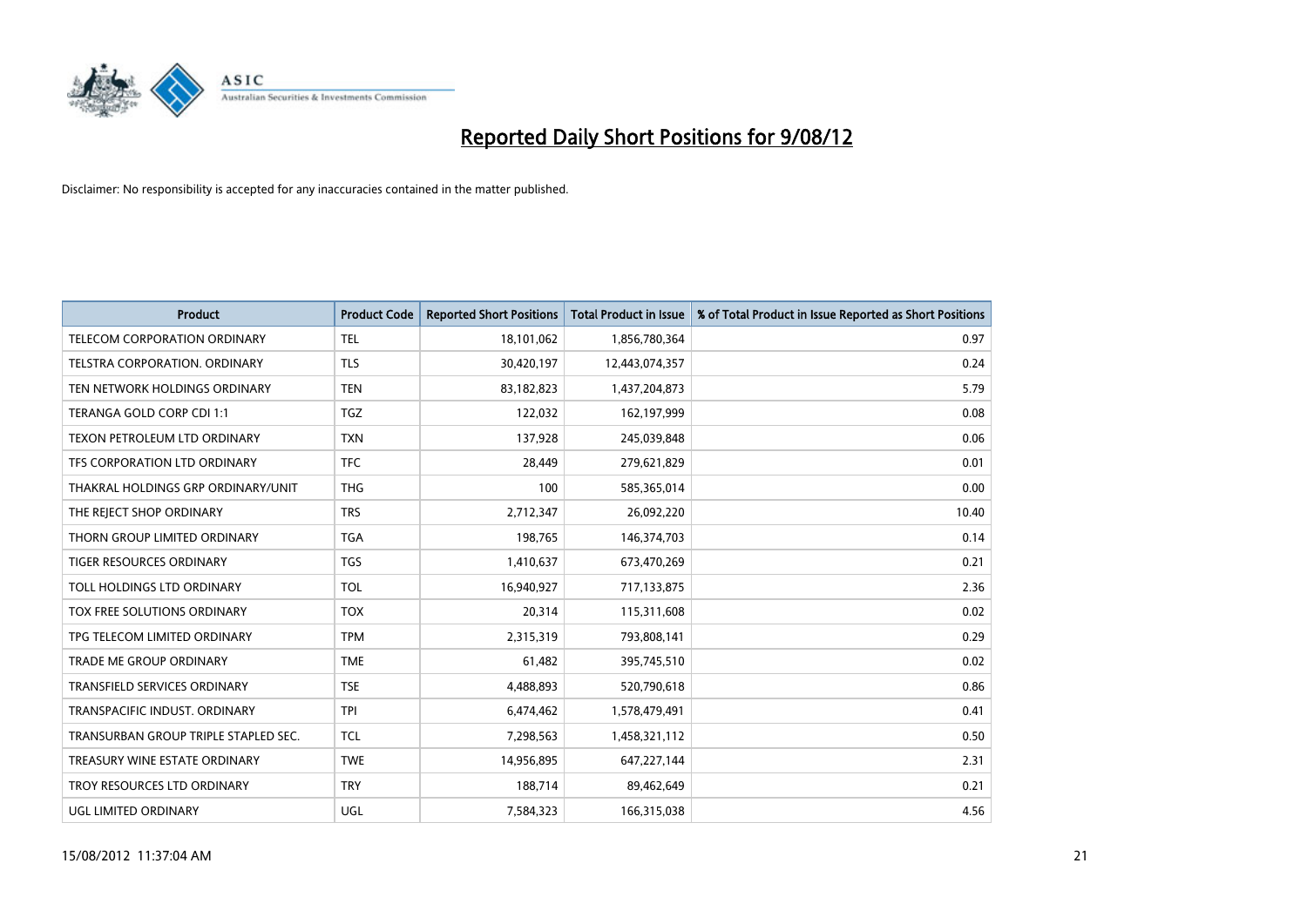# Reported Daily Short Positions for 9/08/12

Disclaimer: No responsibility is accepted for any inaccuracies contained in the matter published.

| Product | Product Code | Reported Short Positions | Total Product in Issue | % of Total Product in Issue Reported as Short Positions |
|---|---|---|---|---|
| TELECOM CORPORATION ORDINARY | TEL | 18,101,062 | 1,856,780,364 | 0.97 |
| TELSTRA CORPORATION. ORDINARY | TLS | 30,420,197 | 12,443,074,357 | 0.24 |
| TEN NETWORK HOLDINGS ORDINARY | TEN | 83,182,823 | 1,437,204,873 | 5.79 |
| TERANGA GOLD CORP CDI 1:1 | TGZ | 122,032 | 162,197,999 | 0.08 |
| TEXON PETROLEUM LTD ORDINARY | TXN | 137,928 | 245,039,848 | 0.06 |
| TFS CORPORATION LTD ORDINARY | TFC | 28,449 | 279,621,829 | 0.01 |
| THAKRAL HOLDINGS GRP ORDINARY/UNIT | THG | 100 | 585,365,014 | 0.00 |
| THE REJECT SHOP ORDINARY | TRS | 2,712,347 | 26,092,220 | 10.40 |
| THORN GROUP LIMITED ORDINARY | TGA | 198,765 | 146,374,703 | 0.14 |
| TIGER RESOURCES ORDINARY | TGS | 1,410,637 | 673,470,269 | 0.21 |
| TOLL HOLDINGS LTD ORDINARY | TOL | 16,940,927 | 717,133,875 | 2.36 |
| TOX FREE SOLUTIONS ORDINARY | TOX | 20,314 | 115,311,608 | 0.02 |
| TPG TELECOM LIMITED ORDINARY | TPM | 2,315,319 | 793,808,141 | 0.29 |
| TRADE ME GROUP ORDINARY | TME | 61,482 | 395,745,510 | 0.02 |
| TRANSFIELD SERVICES ORDINARY | TSE | 4,488,893 | 520,790,618 | 0.86 |
| TRANSPACIFIC INDUST. ORDINARY | TPI | 6,474,462 | 1,578,479,491 | 0.41 |
| TRANSURBAN GROUP TRIPLE STAPLED SEC. | TCL | 7,298,563 | 1,458,321,112 | 0.50 |
| TREASURY WINE ESTATE ORDINARY | TWE | 14,956,895 | 647,227,144 | 2.31 |
| TROY RESOURCES LTD ORDINARY | TRY | 188,714 | 89,462,649 | 0.21 |
| UGL LIMITED ORDINARY | UGL | 7,584,323 | 166,315,038 | 4.56 |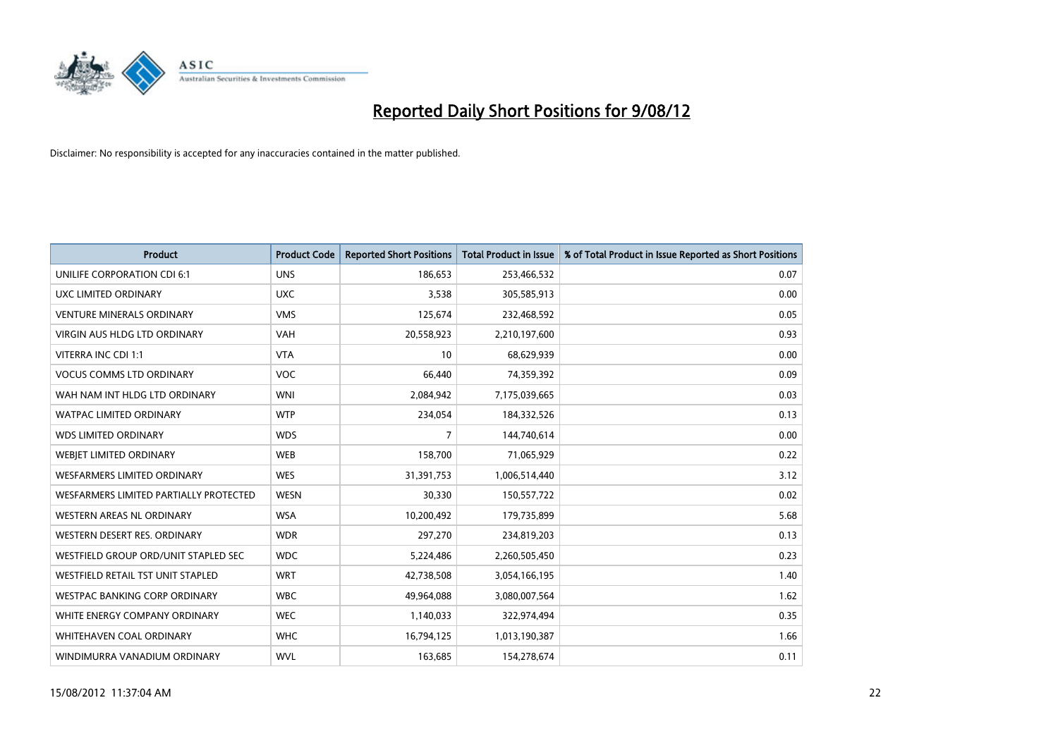# Reported Daily Short Positions for 9/08/12

Disclaimer: No responsibility is accepted for any inaccuracies contained in the matter published.

| Product | Product Code | Reported Short Positions | Total Product in Issue | % of Total Product in Issue Reported as Short Positions |
|---|---|---|---|---|
| UNILIFE CORPORATION CDI 6:1 | UNS | 186,653 | 253,466,532 | 0.07 |
| UXC LIMITED ORDINARY | UXC | 3,538 | 305,585,913 | 0.00 |
| VENTURE MINERALS ORDINARY | VMS | 125,674 | 232,468,592 | 0.05 |
| VIRGIN AUS HLDG LTD ORDINARY | VAH | 20,558,923 | 2,210,197,600 | 0.93 |
| VITERRA INC CDI 1:1 | VTA | 10 | 68,629,939 | 0.00 |
| VOCUS COMMS LTD ORDINARY | VOC | 66,440 | 74,359,392 | 0.09 |
| WAH NAM INT HLDG LTD ORDINARY | WNI | 2,084,942 | 7,175,039,665 | 0.03 |
| WATPAC LIMITED ORDINARY | WTP | 234,054 | 184,332,526 | 0.13 |
| WDS LIMITED ORDINARY | WDS | 7 | 144,740,614 | 0.00 |
| WEBJET LIMITED ORDINARY | WEB | 158,700 | 71,065,929 | 0.22 |
| WESFARMERS LIMITED ORDINARY | WES | 31,391,753 | 1,006,514,440 | 3.12 |
| WESFARMERS LIMITED PARTIALLY PROTECTED | WESN | 30,330 | 150,557,722 | 0.02 |
| WESTERN AREAS NL ORDINARY | WSA | 10,200,492 | 179,735,899 | 5.68 |
| WESTERN DESERT RES. ORDINARY | WDR | 297,270 | 234,819,203 | 0.13 |
| WESTFIELD GROUP ORD/UNIT STAPLED SEC | WDC | 5,224,486 | 2,260,505,450 | 0.23 |
| WESTFIELD RETAIL TST UNIT STAPLED | WRT | 42,738,508 | 3,054,166,195 | 1.40 |
| WESTPAC BANKING CORP ORDINARY | WBC | 49,964,088 | 3,080,007,564 | 1.62 |
| WHITE ENERGY COMPANY ORDINARY | WEC | 1,140,033 | 322,974,494 | 0.35 |
| WHITEHAVEN COAL ORDINARY | WHC | 16,794,125 | 1,013,190,387 | 1.66 |
| WINDIMURRA VANADIUM ORDINARY | WVL | 163,685 | 154,278,674 | 0.11 |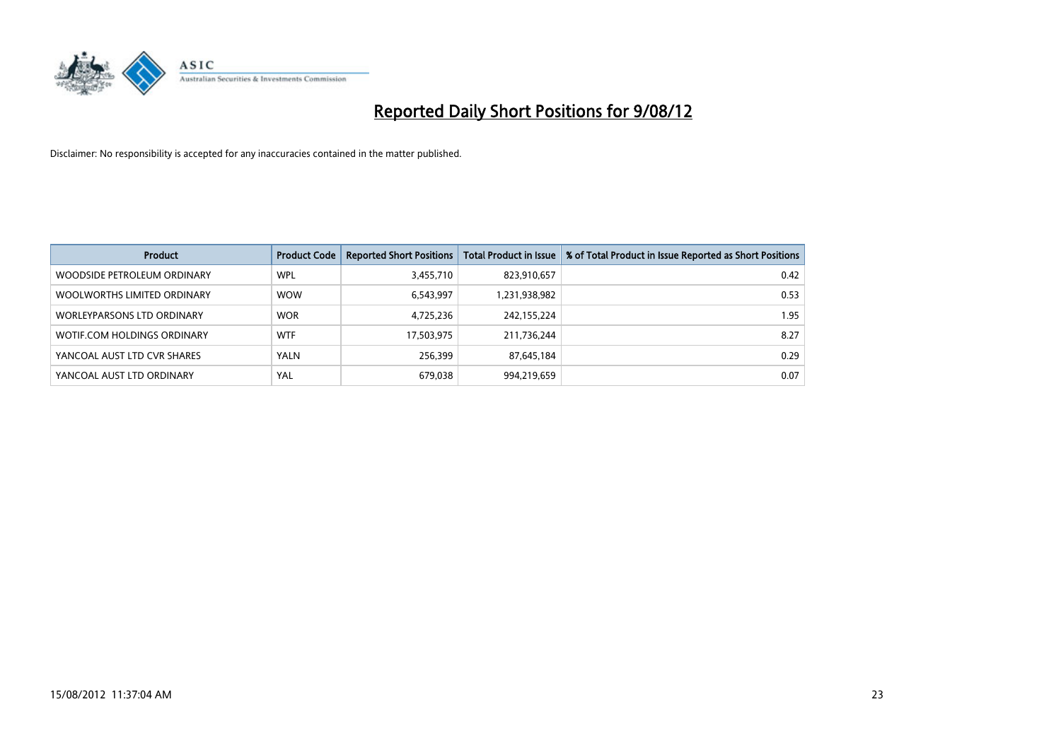# Reported Daily Short Positions for 9/08/12

Disclaimer: No responsibility is accepted for any inaccuracies contained in the matter published.

| Product | Product Code | Reported Short Positions | Total Product in Issue | % of Total Product in Issue Reported as Short Positions |
|---|---|---|---|---|
| WOODSIDE PETROLEUM ORDINARY | WPL | 3,455,710 | 823,910,657 | 0.42 |
| WOOLWORTHS LIMITED ORDINARY | WOW | 6,543,997 | 1,231,938,982 | 0.53 |
| WORLEYPARSONS LTD ORDINARY | WOR | 4,725,236 | 242,155,224 | 1.95 |
| WOTIF.COM HOLDINGS ORDINARY | WTF | 17,503,975 | 211,736,244 | 8.27 |
| YANCOAL AUST LTD CVR SHARES | YALN | 256,399 | 87,645,184 | 0.29 |
| YANCOAL AUST LTD ORDINARY | YAL | 679,038 | 994,219,659 | 0.07 |